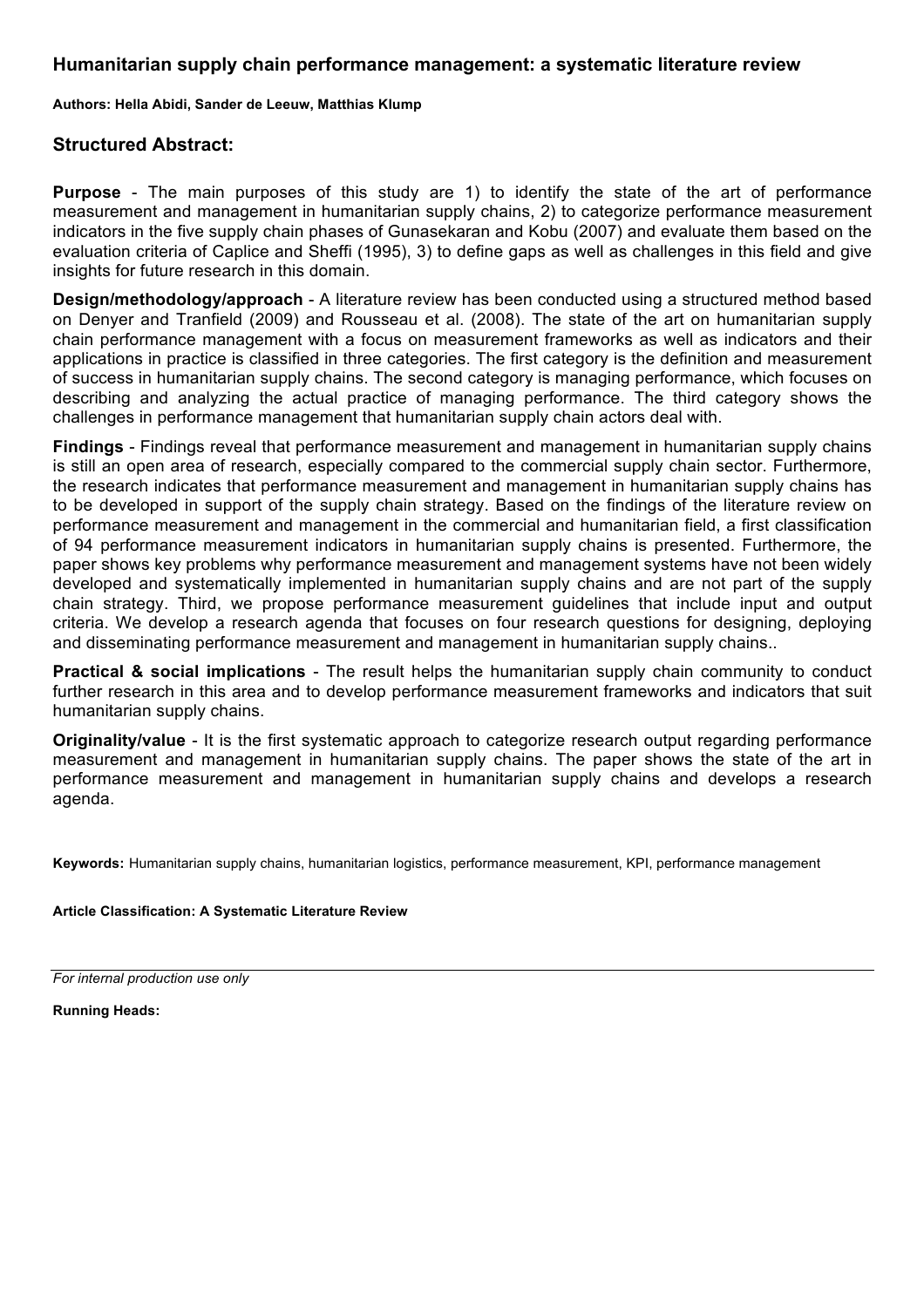## Humanitarian supply chain performance management: a systematic literature review

**Authors: Hella Abidi, Sander de Leeuw, Matthias Klump**

### Structured Abstract:

**Purpose** - The main purposes of this study are 1) to identify the state of the art of performance measurement and management in humanitarian supply chains, 2) to categorize performance measurement indicators in the five supply chain phases of Gunasekaran and Kobu (2007) and evaluate them based on the evaluation criteria of Caplice and Sheffi (1995), 3) to define gaps as well as challenges in this field and give insights for future research in this domain.

**Design/methodology/approach** - A literature review has been conducted using a structured method based on Denyer and Tranfield (2009) and Rousseau et al. (2008). The state of the art on humanitarian supply chain performance management with a focus on measurement frameworks as well as indicators and their applications in practice is classified in three categories. The first category is the definition and measurement of success in humanitarian supply chains. The second category is managing performance, which focuses on describing and analyzing the actual practice of managing performance. The third category shows the challenges in performance management that humanitarian supply chain actors deal with.

**Findings** - Findings reveal that performance measurement and management in humanitarian supply chains is still an open area of research, especially compared to the commercial supply chain sector. Furthermore, the research indicates that performance measurement and management in humanitarian supply chains has to be developed in support of the supply chain strategy. Based on the findings of the literature review on performance measurement and management in the commercial and humanitarian field, a first classification of 94 performance measurement indicators in humanitarian supply chains is presented. Furthermore, the paper shows key problems why performance measurement and management systems have not been widely developed and systematically implemented in humanitarian supply chains and are not part of the supply chain strategy. Third, we propose performance measurement guidelines that include input and output criteria. We develop a research agenda that focuses on four research questions for designing, deploying and disseminating performance measurement and management in humanitarian supply chains..

**Practical & social implications** - The result helps the humanitarian supply chain community to conduct further research in this area and to develop performance measurement frameworks and indicators that suit humanitarian supply chains.

**Originality/value** - It is the first systematic approach to categorize research output regarding performance measurement and management in humanitarian supply chains. The paper shows the state of the art in performance measurement and management in humanitarian supply chains and develops a research agenda.

**Keywords:** Humanitarian supply chains, humanitarian logistics, performance measurement, KPI, performance management

**Article Classification: A Systematic Literature Review**

*For internal production use only*

**Running Heads:**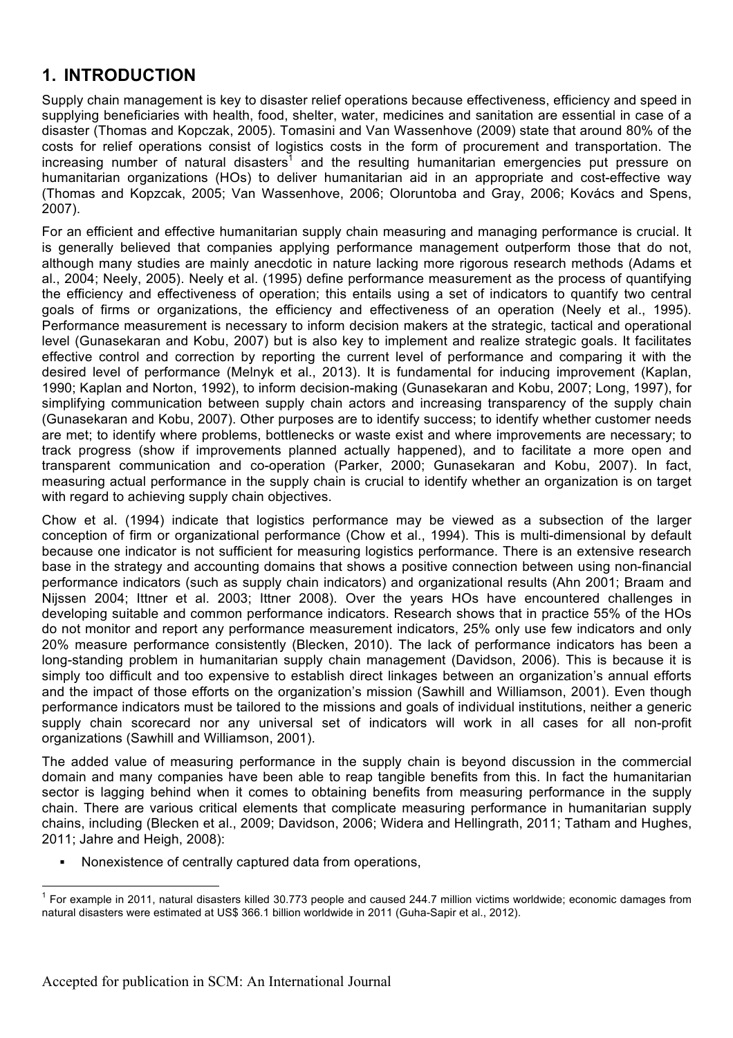## 1. INTRODUCTION

Supply chain management is key to disaster relief operations because effectiveness, efficiency and speed in supplying beneficiaries with health, food, shelter, water, medicines and sanitation are essential in case of a disaster (Thomas and Kopczak, 2005). Tomasini and Van Wassenhove (2009) state that around 80% of the costs for relief operations consist of logistics costs in the form of procurement and transportation. The increasing number of natural disasters[1] and the resulting humanitarian emergencies put pressure on humanitarian organizations (HOs) to deliver humanitarian aid in an appropriate and cost-effective way (Thomas and Kopzcak, 2005; Van Wassenhove, 2006; Oloruntoba and Gray, 2006; Kovács and Spens, 2007).

For an efficient and effective humanitarian supply chain measuring and managing performance is crucial. It is generally believed that companies applying performance management outperform those that do not, although many studies are mainly anecdotic in nature lacking more rigorous research methods (Adams et al., 2004; Neely, 2005). Neely et al. (1995) define performance measurement as the process of quantifying the efficiency and effectiveness of operation; this entails using a set of indicators to quantify two central goals of firms or organizations, the efficiency and effectiveness of an operation (Neely et al., 1995). Performance measurement is necessary to inform decision makers at the strategic, tactical and operational level (Gunasekaran and Kobu, 2007) but is also key to implement and realize strategic goals. It facilitates effective control and correction by reporting the current level of performance and comparing it with the desired level of performance (Melnyk et al., 2013). It is fundamental for inducing improvement (Kaplan, 1990; Kaplan and Norton, 1992), to inform decision-making (Gunasekaran and Kobu, 2007; Long, 1997), for simplifying communication between supply chain actors and increasing transparency of the supply chain (Gunasekaran and Kobu, 2007). Other purposes are to identify success; to identify whether customer needs are met; to identify where problems, bottlenecks or waste exist and where improvements are necessary; to track progress (show if improvements planned actually happened), and to facilitate a more open and transparent communication and co-operation (Parker, 2000; Gunasekaran and Kobu, 2007). In fact, measuring actual performance in the supply chain is crucial to identify whether an organization is on target with regard to achieving supply chain objectives.

Chow et al. (1994) indicate that logistics performance may be viewed as a subsection of the larger conception of firm or organizational performance (Chow et al., 1994). This is multi-dimensional by default because one indicator is not sufficient for measuring logistics performance. There is an extensive research base in the strategy and accounting domains that shows a positive connection between using non-financial performance indicators (such as supply chain indicators) and organizational results (Ahn 2001; Braam and Nijssen 2004; Ittner et al. 2003; Ittner 2008). Over the years HOs have encountered challenges in developing suitable and common performance indicators. Research shows that in practice 55% of the HOs do not monitor and report any performance measurement indicators, 25% only use few indicators and only 20% measure performance consistently (Blecken, 2010). The lack of performance indicators has been a long-standing problem in humanitarian supply chain management (Davidson, 2006). This is because it is simply too difficult and too expensive to establish direct linkages between an organization's annual efforts and the impact of those efforts on the organization's mission (Sawhill and Williamson, 2001). Even though performance indicators must be tailored to the missions and goals of individual institutions, neither a generic supply chain scorecard nor any universal set of indicators will work in all cases for all non-profit organizations (Sawhill and Williamson, 2001).

The added value of measuring performance in the supply chain is beyond discussion in the commercial domain and many companies have been able to reap tangible benefits from this. In fact the humanitarian sector is lagging behind when it comes to obtaining benefits from measuring performance in the supply chain. There are various critical elements that complicate measuring performance in humanitarian supply chains, including (Blecken et al., 2009; Davidson, 2006; Widera and Hellingrath, 2011; Tatham and Hughes, 2011; Jahre and Heigh, 2008):

- Nonexistence of centrally captured data from operations,

[1] For example in 2011, natural disasters killed 30.773 people and caused 244.7 million victims worldwide; economic damages from natural disasters were estimated at US$ 366.1 billion worldwide in 2011 (Guha-Sapir et al., 2012).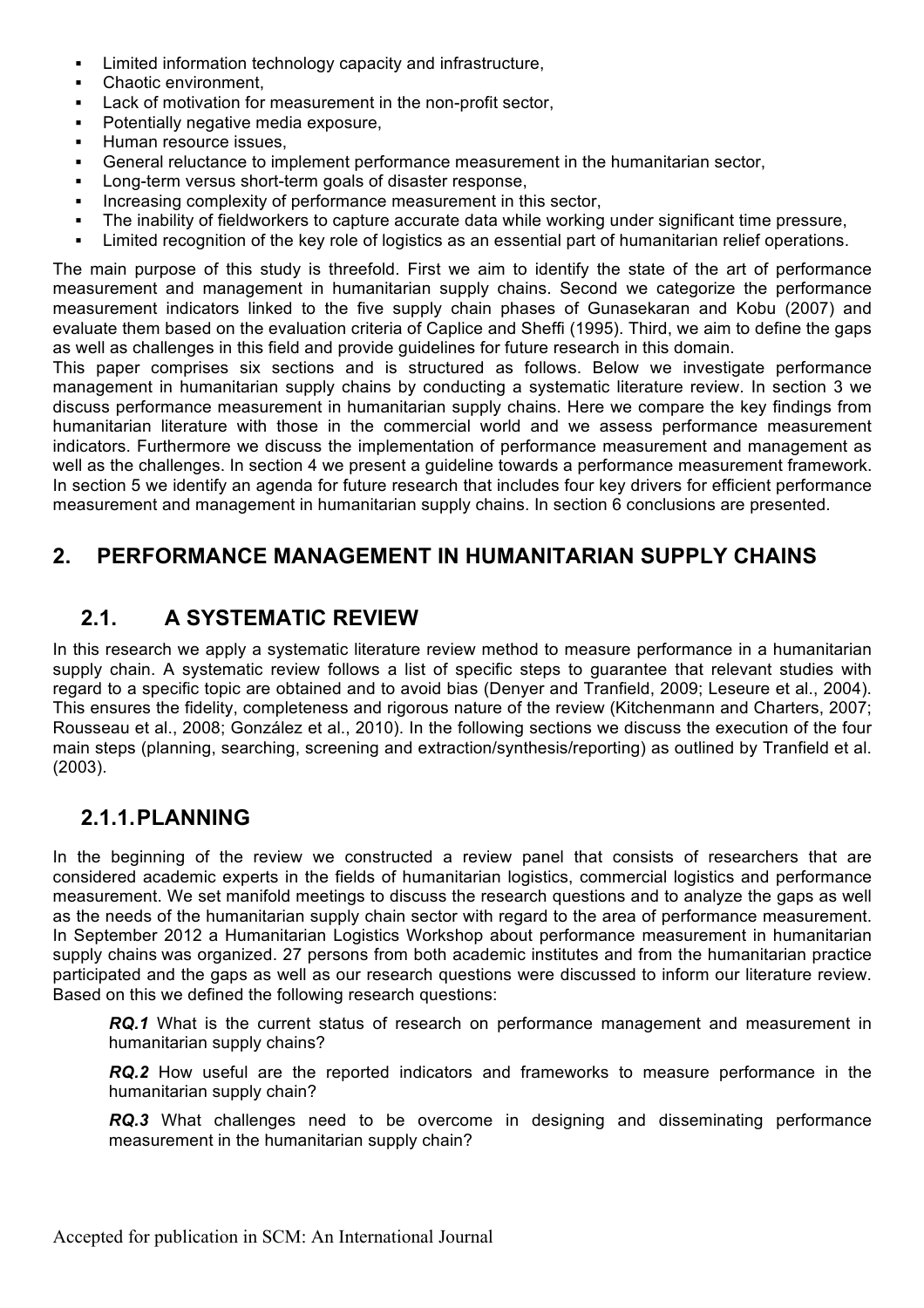- Limited information technology capacity and infrastructure,
- Chaotic environment,
- Lack of motivation for measurement in the non-profit sector,
- Potentially negative media exposure,
- Human resource issues,
- General reluctance to implement performance measurement in the humanitarian sector,
- Long-term versus short-term goals of disaster response,
- Increasing complexity of performance measurement in this sector,
- The inability of fieldworkers to capture accurate data while working under significant time pressure,
- Limited recognition of the key role of logistics as an essential part of humanitarian relief operations.

The main purpose of this study is threefold. First we aim to identify the state of the art of performance measurement and management in humanitarian supply chains. Second we categorize the performance measurement indicators linked to the five supply chain phases of Gunasekaran and Kobu (2007) and evaluate them based on the evaluation criteria of Caplice and Sheffi (1995). Third, we aim to define the gaps as well as challenges in this field and provide guidelines for future research in this domain.

This paper comprises six sections and is structured as follows. Below we investigate performance management in humanitarian supply chains by conducting a systematic literature review. In section 3 we discuss performance measurement in humanitarian supply chains. Here we compare the key findings from humanitarian literature with those in the commercial world and we assess performance measurement indicators. Furthermore we discuss the implementation of performance measurement and management as well as the challenges. In section 4 we present a guideline towards a performance measurement framework. In section 5 we identify an agenda for future research that includes four key drivers for efficient performance measurement and management in humanitarian supply chains. In section 6 conclusions are presented.

## 2. PERFORMANCE MANAGEMENT IN HUMANITARIAN SUPPLY CHAINS

### 2.1. A SYSTEMATIC REVIEW

In this research we apply a systematic literature review method to measure performance in a humanitarian supply chain. A systematic review follows a list of specific steps to guarantee that relevant studies with regard to a specific topic are obtained and to avoid bias (Denyer and Tranfield, 2009; Leseure et al., 2004). This ensures the fidelity, completeness and rigorous nature of the review (Kitchenmann and Charters, 2007; Rousseau et al., 2008; González et al., 2010). In the following sections we discuss the execution of the four main steps (planning, searching, screening and extraction/synthesis/reporting) as outlined by Tranfield et al. (2003).

### 2.1.1. PLANNING

In the beginning of the review we constructed a review panel that consists of researchers that are considered academic experts in the fields of humanitarian logistics, commercial logistics and performance measurement. We set manifold meetings to discuss the research questions and to analyze the gaps as well as the needs of the humanitarian supply chain sector with regard to the area of performance measurement. In September 2012 a Humanitarian Logistics Workshop about performance measurement in humanitarian supply chains was organized. 27 persons from both academic institutes and from the humanitarian practice participated and the gaps as well as our research questions were discussed to inform our literature review. Based on this we defined the following research questions:

> ***RQ.1*** What is the current status of research on performance management and measurement in humanitarian supply chains?
>
> ***RQ.2*** How useful are the reported indicators and frameworks to measure performance in the humanitarian supply chain?
>
> ***RQ.3*** What challenges need to be overcome in designing and disseminating performance measurement in the humanitarian supply chain?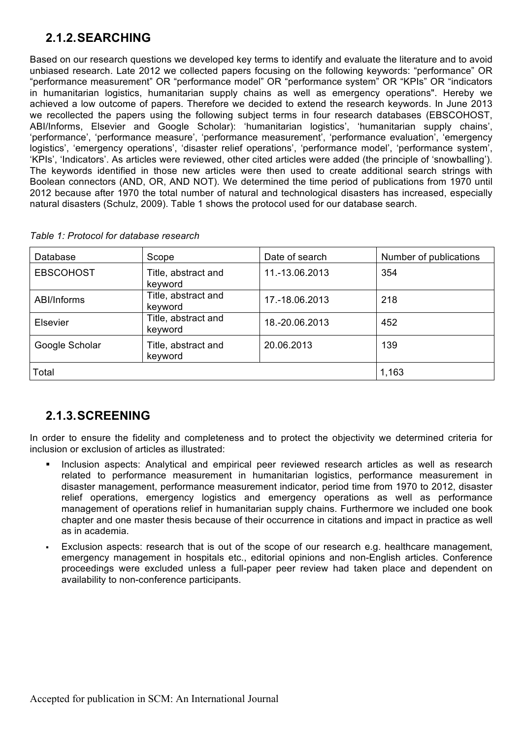## 2.1.2. SEARCHING

Based on our research questions we developed key terms to identify and evaluate the literature and to avoid unbiased research. Late 2012 we collected papers focusing on the following keywords: "performance" OR "performance measurement" OR "performance model" OR "performance system" OR "KPIs" OR "indicators in humanitarian logistics, humanitarian supply chains as well as emergency operations". Hereby we achieved a low outcome of papers. Therefore we decided to extend the research keywords. In June 2013 we recollected the papers using the following subject terms in four research databases (EBSCOHOST, ABI/Informs, Elsevier and Google Scholar): 'humanitarian logistics', 'humanitarian supply chains', 'performance', 'performance measure', 'performance measurement', 'performance evaluation', 'emergency logistics', 'emergency operations', 'disaster relief operations', 'performance model', 'performance system', 'KPIs', 'Indicators'. As articles were reviewed, other cited articles were added (the principle of 'snowballing'). The keywords identified in those new articles were then used to create additional search strings with Boolean connectors (AND, OR, AND NOT). We determined the time period of publications from 1970 until 2012 because after 1970 the total number of natural and technological disasters has increased, especially natural disasters (Schulz, 2009). Table 1 shows the protocol used for our database search.

*Table 1: Protocol for database research*

| Database | Scope | Date of search | Number of publications |
|---|---|---|---|
| EBSCOHOST | Title, abstract and keyword | 11.-13.06.2013 | 354 |
| ABI/Informs | Title, abstract and keyword | 17.-18.06.2013 | 218 |
| Elsevier | Title, abstract and keyword | 18.-20.06.2013 | 452 |
| Google Scholar | Title, abstract and keyword | 20.06.2013 | 139 |
| Total | | | 1,163 |

## 2.1.3. SCREENING

In order to ensure the fidelity and completeness and to protect the objectivity we determined criteria for inclusion or exclusion of articles as illustrated:

- Inclusion aspects: Analytical and empirical peer reviewed research articles as well as research related to performance measurement in humanitarian logistics, performance measurement in disaster management, performance measurement indicator, period time from 1970 to 2012, disaster relief operations, emergency logistics and emergency operations as well as performance management of operations relief in humanitarian supply chains. Furthermore we included one book chapter and one master thesis because of their occurrence in citations and impact in practice as well as in academia.
- Exclusion aspects: research that is out of the scope of our research e.g. healthcare management, emergency management in hospitals etc., editorial opinions and non-English articles. Conference proceedings were excluded unless a full-paper peer review had taken place and dependent on availability to non-conference participants.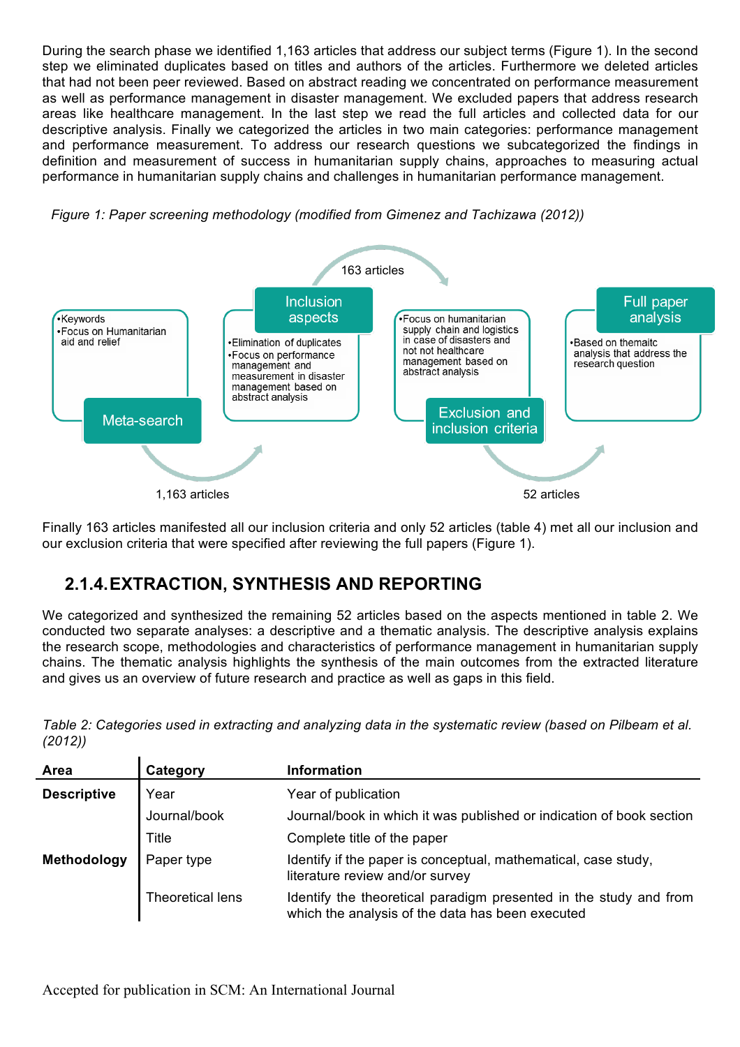During the search phase we identified 1,163 articles that address our subject terms (Figure 1). In the second step we eliminated duplicates based on titles and authors of the articles. Furthermore we deleted articles that had not been peer reviewed. Based on abstract reading we concentrated on performance measurement as well as performance management in disaster management. We excluded papers that address research areas like healthcare management. In the last step we read the full articles and collected data for our descriptive analysis. Finally we categorized the articles in two main categories: performance management and performance measurement. To address our research questions we subcategorized the findings in definition and measurement of success in humanitarian supply chains, approaches to measuring actual performance in humanitarian supply chains and challenges in humanitarian performance management.

*Figure 1: Paper screening methodology (modified from Gimenez and Tachizawa (2012))*

**Meta-search**
- Keywords
- Focus on Humanitarian aid and relief

1,163 articles

**Inclusion aspects**
- Elimination of duplicates
- Focus on performance management and measurement in disaster management based on abstract analysis

163 articles

**Exclusion and inclusion criteria**
- Focus on humanitarian supply chain and logistics in case of disasters and not not healthcare management based on abstract analysis

52 articles

**Full paper analysis**
- Based on themaitc analysis that address the research question

Finally 163 articles manifested all our inclusion criteria and only 52 articles (table 4) met all our inclusion and our exclusion criteria that were specified after reviewing the full papers (Figure 1).

### 2.1.4. EXTRACTION, SYNTHESIS AND REPORTING

We categorized and synthesized the remaining 52 articles based on the aspects mentioned in table 2. We conducted two separate analyses: a descriptive and a thematic analysis. The descriptive analysis explains the research scope, methodologies and characteristics of performance management in humanitarian supply chains. The thematic analysis highlights the synthesis of the main outcomes from the extracted literature and gives us an overview of future research and practice as well as gaps in this field.

*Table 2: Categories used in extracting and analyzing data in the systematic review (based on Pilbeam et al. (2012))*

| Area | Category | Information |
|---|---|---|
| **Descriptive** | Year | Year of publication |
| | Journal/book | Journal/book in which it was published or indication of book section |
| | Title | Complete title of the paper |
| **Methodology** | Paper type | Identify if the paper is conceptual, mathematical, case study, literature review and/or survey |
| | Theoretical lens | Identify the theoretical paradigm presented in the study and from which the analysis of the data has been executed |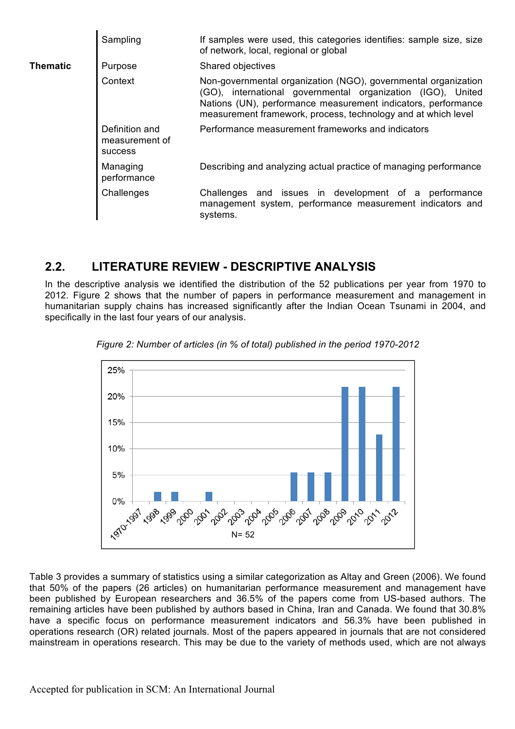| | | |
|---|---|---|
| | Sampling | If samples were used, this categories identifies: sample size, size of network, local, regional or global |
| **Thematic** | Purpose | Shared objectives |
| | Context | Non-governmental organization (NGO), governmental organization (GO), international governmental organization (IGO), United Nations (UN), performance measurement indicators, performance measurement framework, process, technology and at which level |
| | Definition and measurement of success | Performance measurement frameworks and indicators |
| | Managing performance | Describing and analyzing actual practice of managing performance |
| | Challenges | Challenges and issues in development of a performance management system, performance measurement indicators and systems. |

## 2.2. LITERATURE REVIEW - DESCRIPTIVE ANALYSIS

In the descriptive analysis we identified the distribution of the 52 publications per year from 1970 to 2012. Figure 2 shows that the number of papers in performance measurement and management in humanitarian supply chains has increased significantly after the Indian Ocean Tsunami in 2004, and specifically in the last four years of our analysis.

*Figure 2: Number of articles (in % of total) published in the period 1970-2012*

Table 3 provides a summary of statistics using a similar categorization as Altay and Green (2006). We found that 50% of the papers (26 articles) on humanitarian performance measurement and management have been published by European researchers and 36.5% of the papers come from US-based authors. The remaining articles have been published by authors based in China, Iran and Canada. We found that 30.8% have a specific focus on performance measurement indicators and 56.3% have been published in operations research (OR) related journals. Most of the papers appeared in journals that are not considered mainstream in operations research. This may be due to the variety of methods used, which are not always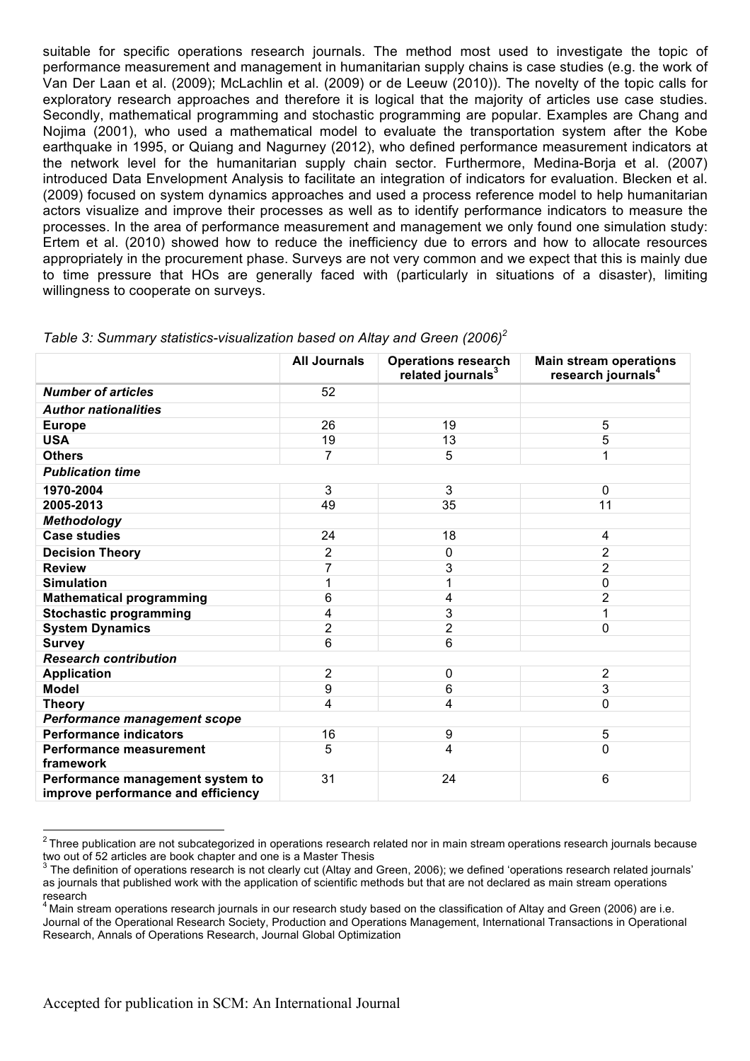suitable for specific operations research journals. The method most used to investigate the topic of performance measurement and management in humanitarian supply chains is case studies (e.g. the work of Van Der Laan et al. (2009); McLachlin et al. (2009) or de Leeuw (2010)). The novelty of the topic calls for exploratory research approaches and therefore it is logical that the majority of articles use case studies. Secondly, mathematical programming and stochastic programming are popular. Examples are Chang and Nojima (2001), who used a mathematical model to evaluate the transportation system after the Kobe earthquake in 1995, or Quiang and Nagurney (2012), who defined performance measurement indicators at the network level for the humanitarian supply chain sector. Furthermore, Medina-Borja et al. (2007) introduced Data Envelopment Analysis to facilitate an integration of indicators for evaluation. Blecken et al. (2009) focused on system dynamics approaches and used a process reference model to help humanitarian actors visualize and improve their processes as well as to identify performance indicators to measure the processes. In the area of performance measurement and management we only found one simulation study: Ertem et al. (2010) showed how to reduce the inefficiency due to errors and how to allocate resources appropriately in the procurement phase. Surveys are not very common and we expect that this is mainly due to time pressure that HOs are generally faced with (particularly in situations of a disaster), limiting willingness to cooperate on surveys.

*Table 3: Summary statistics-visualization based on Altay and Green (2006)*[2]

| | All Journals | Operations research related journals[3] | Main stream operations research journals[4] |
|---|---|---|---|
| ***Number of articles*** | 52 | | |
| ***Author nationalities*** | | | |
| **Europe** | 26 | 19 | 5 |
| **USA** | 19 | 13 | 5 |
| **Others** | 7 | 5 | 1 |
| ***Publication time*** | | | |
| **1970-2004** | 3 | 3 | 0 |
| **2005-2013** | 49 | 35 | 11 |
| ***Methodology*** | | | |
| **Case studies** | 24 | 18 | 4 |
| **Decision Theory** | 2 | 0 | 2 |
| **Review** | 7 | 3 | 2 |
| **Simulation** | 1 | 1 | 0 |
| **Mathematical programming** | 6 | 4 | 2 |
| **Stochastic programming** | 4 | 3 | 1 |
| **System Dynamics** | 2 | 2 | 0 |
| **Survey** | 6 | 6 | |
| ***Research contribution*** | | | |
| **Application** | 2 | 0 | 2 |
| **Model** | 9 | 6 | 3 |
| **Theory** | 4 | 4 | 0 |
| ***Performance management scope*** | | | |
| **Performance indicators** | 16 | 9 | 5 |
| **Performance measurement framework** | 5 | 4 | 0 |
| **Performance management system to improve performance and efficiency** | 31 | 24 | 6 |

[2] Three publication are not subcategorized in operations research related nor in main stream operations research journals because two out of 52 articles are book chapter and one is a Master Thesis

[3] The definition of operations research is not clearly cut (Altay and Green, 2006); we defined 'operations research related journals' as journals that published work with the application of scientific methods but that are not declared as main stream operations research

[4] Main stream operations research journals in our research study based on the classification of Altay and Green (2006) are i.e. Journal of the Operational Research Society, Production and Operations Management, International Transactions in Operational Research, Annals of Operations Research, Journal Global Optimization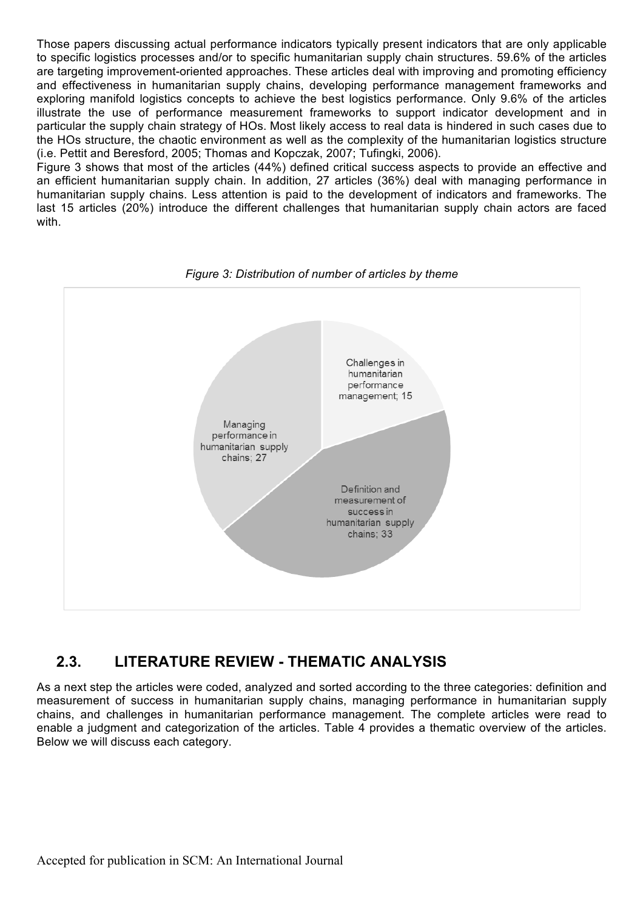Those papers discussing actual performance indicators typically present indicators that are only applicable to specific logistics processes and/or to specific humanitarian supply chain structures. 59.6% of the articles are targeting improvement-oriented approaches. These articles deal with improving and promoting efficiency and effectiveness in humanitarian supply chains, developing performance management frameworks and exploring manifold logistics concepts to achieve the best logistics performance. Only 9.6% of the articles illustrate the use of performance measurement frameworks to support indicator development and in particular the supply chain strategy of HOs. Most likely access to real data is hindered in such cases due to the HOs structure, the chaotic environment as well as the complexity of the humanitarian logistics structure (i.e. Pettit and Beresford, 2005; Thomas and Kopczak, 2007; Tufingki, 2006).

Figure 3 shows that most of the articles (44%) defined critical success aspects to provide an effective and an efficient humanitarian supply chain. In addition, 27 articles (36%) deal with managing performance in humanitarian supply chains. Less attention is paid to the development of indicators and frameworks. The last 15 articles (20%) introduce the different challenges that humanitarian supply chain actors are faced with.

*Figure 3: Distribution of number of articles by theme*

| Theme | Number of articles |
|---|---|
| Challenges in humanitarian performance management | 15 |
| Definition and measurement of success in humanitarian supply chains | 33 |
| Managing performance in humanitarian supply chains | 27 |

## 2.3. LITERATURE REVIEW - THEMATIC ANALYSIS

As a next step the articles were coded, analyzed and sorted according to the three categories: definition and measurement of success in humanitarian supply chains, managing performance in humanitarian supply chains, and challenges in humanitarian performance management. The complete articles were read to enable a judgment and categorization of the articles. Table 4 provides a thematic overview of the articles. Below we will discuss each category.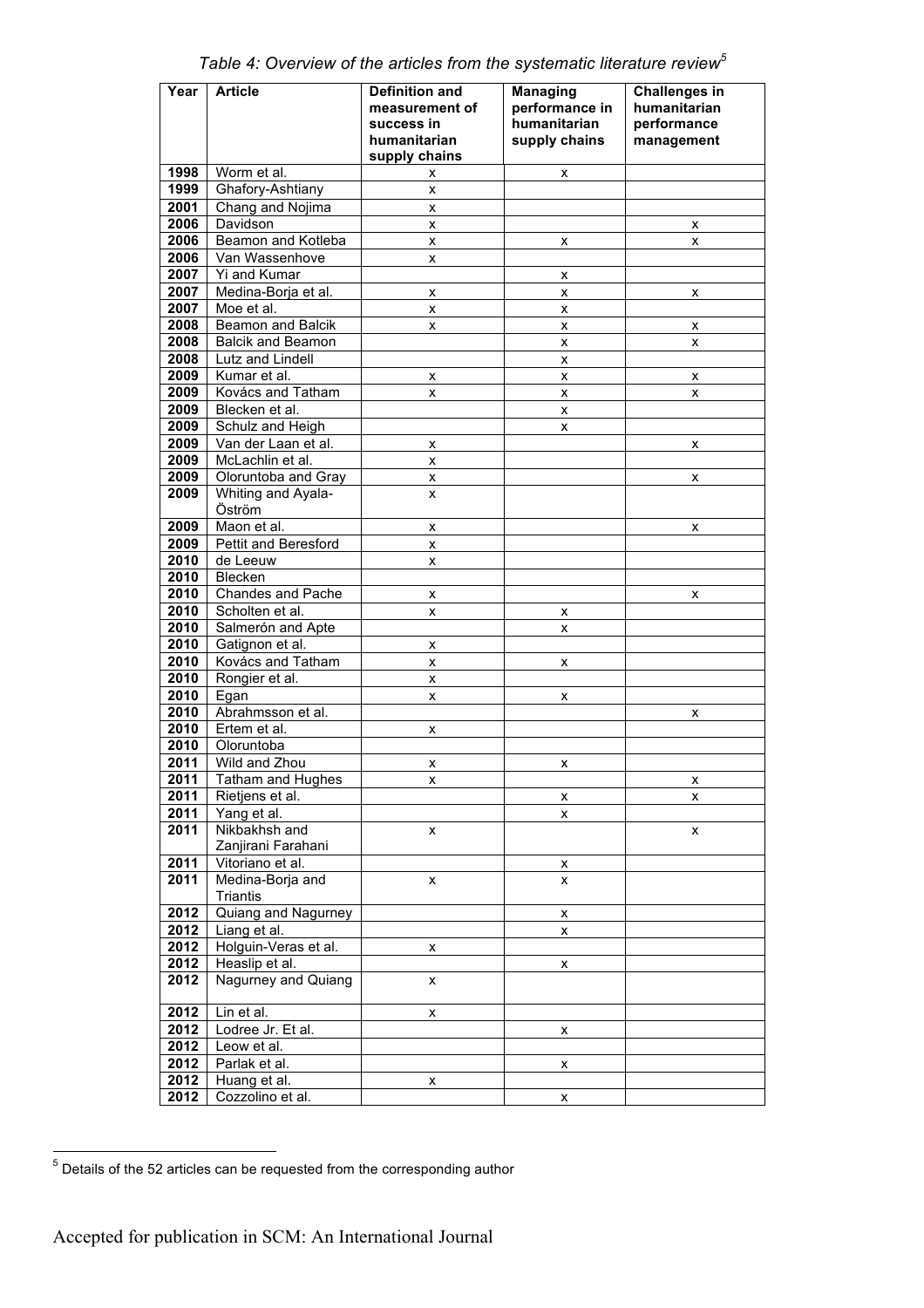*Table 4: Overview of the articles from the systematic literature review*[5]

| Year | Article | Definition and measurement of success in humanitarian supply chains | Managing performance in humanitarian supply chains | Challenges in humanitarian performance management |
|---|---|---|---|---|
| 1998 | Worm et al. | x | x | |
| 1999 | Ghafory-Ashtiany | x | | |
| 2001 | Chang and Nojima | x | | |
| 2006 | Davidson | x | | x |
| 2006 | Beamon and Kotleba | x | x | x |
| 2006 | Van Wassenhove | x | | |
| 2007 | Yi and Kumar | | x | |
| 2007 | Medina-Borja et al. | x | x | x |
| 2007 | Moe et al. | x | x | |
| 2008 | Beamon and Balcik | x | x | x |
| 2008 | Balcik and Beamon | | x | x |
| 2008 | Lutz and Lindell | | x | |
| 2009 | Kumar et al. | x | x | x |
| 2009 | Kovács and Tatham | x | x | x |
| 2009 | Blecken et al. | | x | |
| 2009 | Schulz and Heigh | | x | |
| 2009 | Van der Laan et al. | x | | x |
| 2009 | McLachlin et al. | x | | |
| 2009 | Oloruntoba and Gray | x | | x |
| 2009 | Whiting and Ayala-Öström | x | | |
| 2009 | Maon et al. | x | | x |
| 2009 | Pettit and Beresford | x | | |
| 2010 | de Leeuw | x | | |
| 2010 | Blecken | | | |
| 2010 | Chandes and Pache | x | | x |
| 2010 | Scholten et al. | x | x | |
| 2010 | Salmerón and Apte | | x | |
| 2010 | Gatignon et al. | x | | |
| 2010 | Kovács and Tatham | x | x | |
| 2010 | Rongier et al. | x | | |
| 2010 | Egan | x | x | |
| 2010 | Abrahmsson et al. | | | x |
| 2010 | Ertem et al. | x | | |
| 2010 | Oloruntoba | | | |
| 2011 | Wild and Zhou | x | x | |
| 2011 | Tatham and Hughes | x | | x |
| 2011 | Rietjens et al. | | x | x |
| 2011 | Yang et al. | | x | |
| 2011 | Nikbakhsh and Zanjirani Farahani | x | | x |
| 2011 | Vitoriano et al. | | x | |
| 2011 | Medina-Borja and Triantis | x | x | |
| 2012 | Quiang and Nagurney | | x | |
| 2012 | Liang et al. | | x | |
| 2012 | Holguin-Veras et al. | x | | |
| 2012 | Heaslip et al. | | x | |
| 2012 | Nagurney and Quiang | x | | |
| 2012 | Lin et al. | x | | |
| 2012 | Lodree Jr. Et al. | | x | |
| 2012 | Leow et al. | | | |
| 2012 | Parlak et al. | | x | |
| 2012 | Huang et al. | x | | |
| 2012 | Cozzolino et al. | | x | |

[5] Details of the 52 articles can be requested from the corresponding author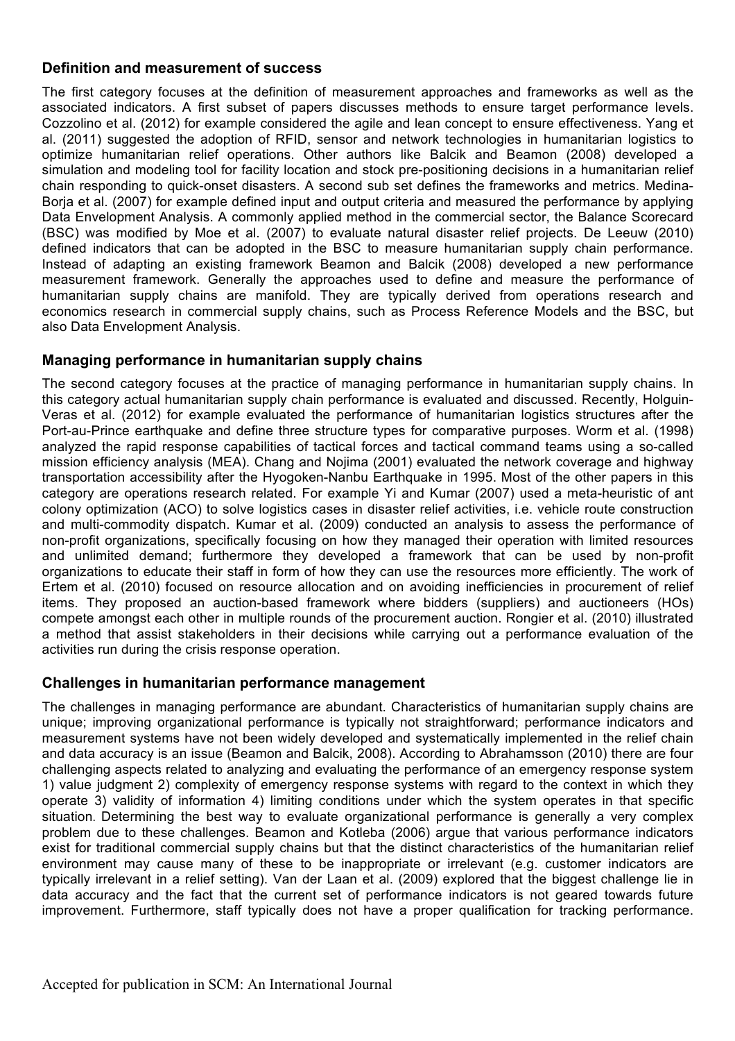## Definition and measurement of success

The first category focuses at the definition of measurement approaches and frameworks as well as the associated indicators. A first subset of papers discusses methods to ensure target performance levels. Cozzolino et al. (2012) for example considered the agile and lean concept to ensure effectiveness. Yang et al. (2011) suggested the adoption of RFID, sensor and network technologies in humanitarian logistics to optimize humanitarian relief operations. Other authors like Balcik and Beamon (2008) developed a simulation and modeling tool for facility location and stock pre-positioning decisions in a humanitarian relief chain responding to quick-onset disasters. A second sub set defines the frameworks and metrics. Medina-Borja et al. (2007) for example defined input and output criteria and measured the performance by applying Data Envelopment Analysis. A commonly applied method in the commercial sector, the Balance Scorecard (BSC) was modified by Moe et al. (2007) to evaluate natural disaster relief projects. De Leeuw (2010) defined indicators that can be adopted in the BSC to measure humanitarian supply chain performance. Instead of adapting an existing framework Beamon and Balcik (2008) developed a new performance measurement framework. Generally the approaches used to define and measure the performance of humanitarian supply chains are manifold. They are typically derived from operations research and economics research in commercial supply chains, such as Process Reference Models and the BSC, but also Data Envelopment Analysis.

## Managing performance in humanitarian supply chains

The second category focuses at the practice of managing performance in humanitarian supply chains. In this category actual humanitarian supply chain performance is evaluated and discussed. Recently, Holguin-Veras et al. (2012) for example evaluated the performance of humanitarian logistics structures after the Port-au-Prince earthquake and define three structure types for comparative purposes. Worm et al. (1998) analyzed the rapid response capabilities of tactical forces and tactical command teams using a so-called mission efficiency analysis (MEA). Chang and Nojima (2001) evaluated the network coverage and highway transportation accessibility after the Hyogoken-Nanbu Earthquake in 1995. Most of the other papers in this category are operations research related. For example Yi and Kumar (2007) used a meta-heuristic of ant colony optimization (ACO) to solve logistics cases in disaster relief activities, i.e. vehicle route construction and multi-commodity dispatch. Kumar et al. (2009) conducted an analysis to assess the performance of non-profit organizations, specifically focusing on how they managed their operation with limited resources and unlimited demand; furthermore they developed a framework that can be used by non-profit organizations to educate their staff in form of how they can use the resources more efficiently. The work of Ertem et al. (2010) focused on resource allocation and on avoiding inefficiencies in procurement of relief items. They proposed an auction-based framework where bidders (suppliers) and auctioneers (HOs) compete amongst each other in multiple rounds of the procurement auction. Rongier et al. (2010) illustrated a method that assist stakeholders in their decisions while carrying out a performance evaluation of the activities run during the crisis response operation.

## Challenges in humanitarian performance management

The challenges in managing performance are abundant. Characteristics of humanitarian supply chains are unique; improving organizational performance is typically not straightforward; performance indicators and measurement systems have not been widely developed and systematically implemented in the relief chain and data accuracy is an issue (Beamon and Balcik, 2008). According to Abrahamsson (2010) there are four challenging aspects related to analyzing and evaluating the performance of an emergency response system 1) value judgment 2) complexity of emergency response systems with regard to the context in which they operate 3) validity of information 4) limiting conditions under which the system operates in that specific situation. Determining the best way to evaluate organizational performance is generally a very complex problem due to these challenges. Beamon and Kotleba (2006) argue that various performance indicators exist for traditional commercial supply chains but that the distinct characteristics of the humanitarian relief environment may cause many of these to be inappropriate or irrelevant (e.g. customer indicators are typically irrelevant in a relief setting). Van der Laan et al. (2009) explored that the biggest challenge lie in data accuracy and the fact that the current set of performance indicators is not geared towards future improvement. Furthermore, staff typically does not have a proper qualification for tracking performance.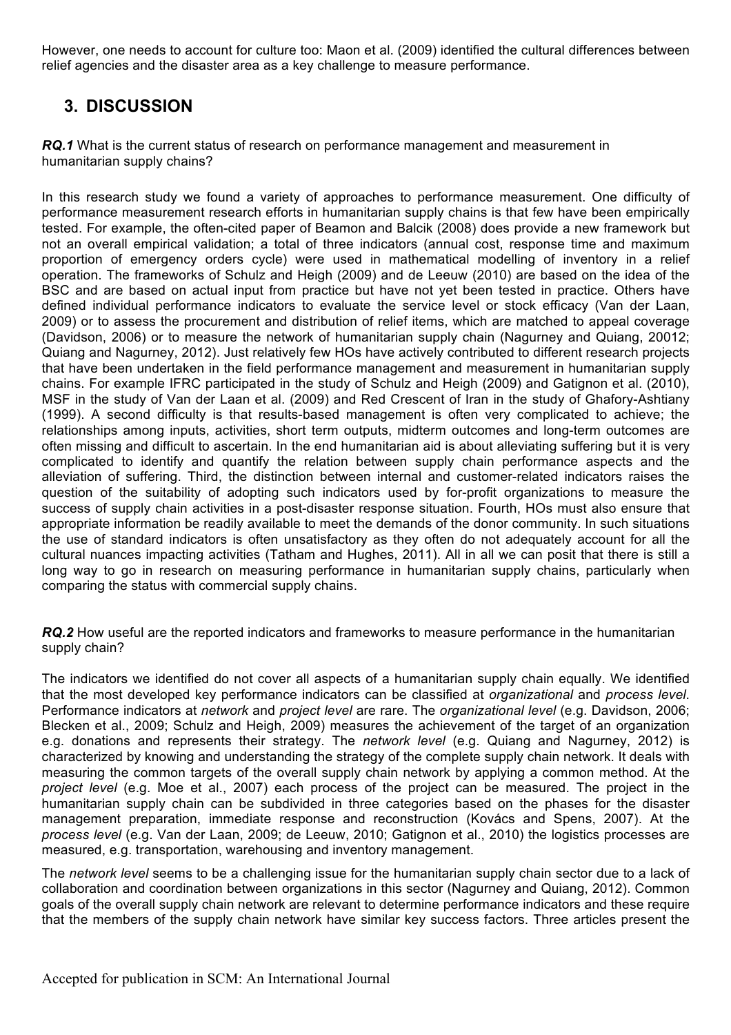However, one needs to account for culture too: Maon et al. (2009) identified the cultural differences between relief agencies and the disaster area as a key challenge to measure performance.

## 3. DISCUSSION

***RQ.1*** What is the current status of research on performance management and measurement in humanitarian supply chains?

In this research study we found a variety of approaches to performance measurement. One difficulty of performance measurement research efforts in humanitarian supply chains is that few have been empirically tested. For example, the often-cited paper of Beamon and Balcik (2008) does provide a new framework but not an overall empirical validation; a total of three indicators (annual cost, response time and maximum proportion of emergency orders cycle) were used in mathematical modelling of inventory in a relief operation. The frameworks of Schulz and Heigh (2009) and de Leeuw (2010) are based on the idea of the BSC and are based on actual input from practice but have not yet been tested in practice. Others have defined individual performance indicators to evaluate the service level or stock efficacy (Van der Laan, 2009) or to assess the procurement and distribution of relief items, which are matched to appeal coverage (Davidson, 2006) or to measure the network of humanitarian supply chain (Nagurney and Quiang, 20012; Quiang and Nagurney, 2012). Just relatively few HOs have actively contributed to different research projects that have been undertaken in the field performance management and measurement in humanitarian supply chains. For example IFRC participated in the study of Schulz and Heigh (2009) and Gatignon et al. (2010), MSF in the study of Van der Laan et al. (2009) and Red Crescent of Iran in the study of Ghafory-Ashtiany (1999). A second difficulty is that results-based management is often very complicated to achieve; the relationships among inputs, activities, short term outputs, midterm outcomes and long-term outcomes are often missing and difficult to ascertain. In the end humanitarian aid is about alleviating suffering but it is very complicated to identify and quantify the relation between supply chain performance aspects and the alleviation of suffering. Third, the distinction between internal and customer-related indicators raises the question of the suitability of adopting such indicators used by for-profit organizations to measure the success of supply chain activities in a post-disaster response situation. Fourth, HOs must also ensure that appropriate information be readily available to meet the demands of the donor community. In such situations the use of standard indicators is often unsatisfactory as they often do not adequately account for all the cultural nuances impacting activities (Tatham and Hughes, 2011). All in all we can posit that there is still a long way to go in research on measuring performance in humanitarian supply chains, particularly when comparing the status with commercial supply chains.

***RQ.2*** How useful are the reported indicators and frameworks to measure performance in the humanitarian supply chain?

The indicators we identified do not cover all aspects of a humanitarian supply chain equally. We identified that the most developed key performance indicators can be classified at *organizational* and *process level*. Performance indicators at *network* and *project level* are rare. The *organizational level* (e.g. Davidson, 2006; Blecken et al., 2009; Schulz and Heigh, 2009) measures the achievement of the target of an organization e.g. donations and represents their strategy. The *network level* (e.g. Quiang and Nagurney, 2012) is characterized by knowing and understanding the strategy of the complete supply chain network. It deals with measuring the common targets of the overall supply chain network by applying a common method. At the *project level* (e.g. Moe et al., 2007) each process of the project can be measured. The project in the humanitarian supply chain can be subdivided in three categories based on the phases for the disaster management preparation, immediate response and reconstruction (Kovács and Spens, 2007). At the *process level* (e.g. Van der Laan, 2009; de Leeuw, 2010; Gatignon et al., 2010) the logistics processes are measured, e.g. transportation, warehousing and inventory management.

The *network level* seems to be a challenging issue for the humanitarian supply chain sector due to a lack of collaboration and coordination between organizations in this sector (Nagurney and Quiang, 2012). Common goals of the overall supply chain network are relevant to determine performance indicators and these require that the members of the supply chain network have similar key success factors. Three articles present the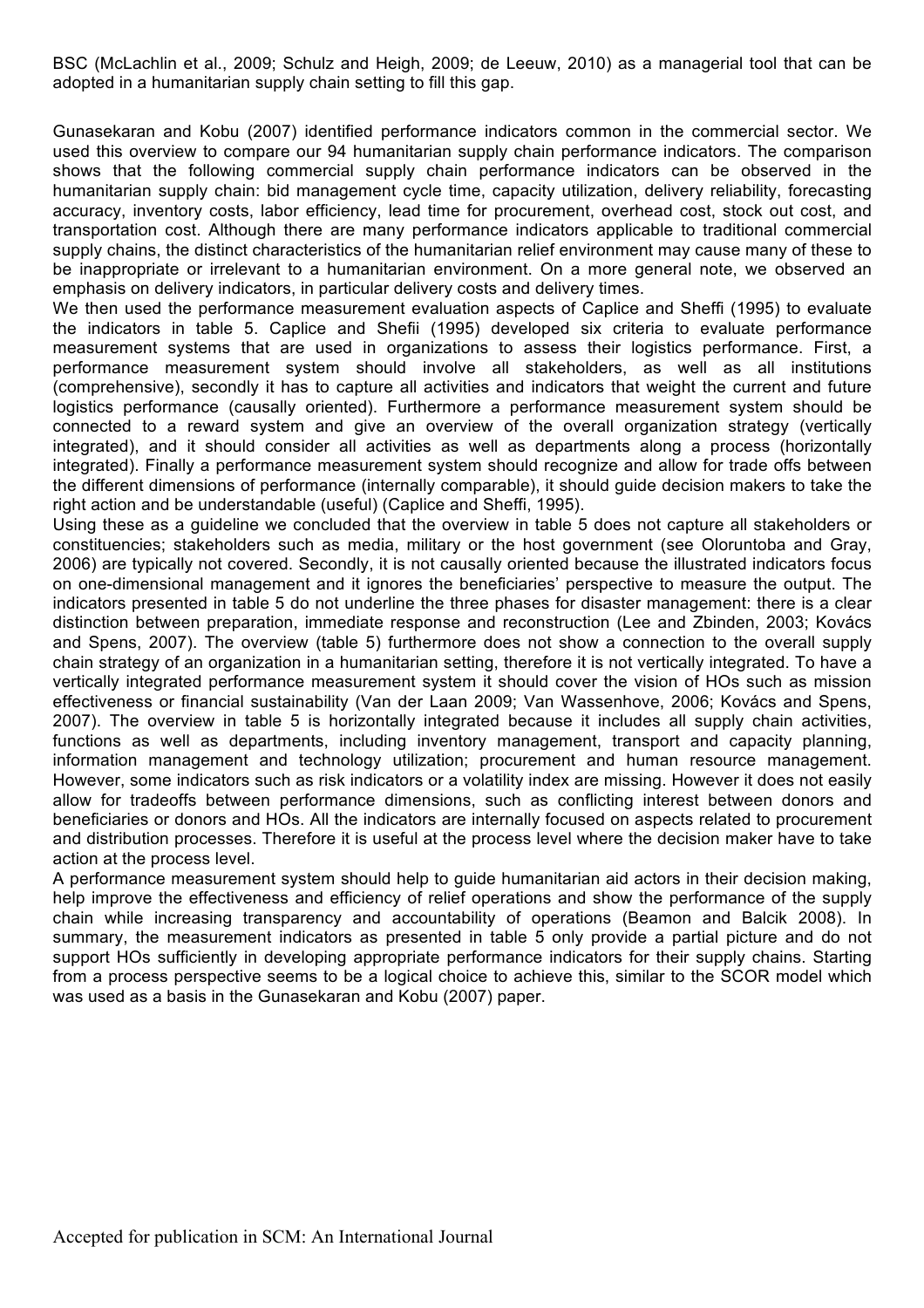BSC (McLachlin et al., 2009; Schulz and Heigh, 2009; de Leeuw, 2010) as a managerial tool that can be adopted in a humanitarian supply chain setting to fill this gap.

Gunasekaran and Kobu (2007) identified performance indicators common in the commercial sector. We used this overview to compare our 94 humanitarian supply chain performance indicators. The comparison shows that the following commercial supply chain performance indicators can be observed in the humanitarian supply chain: bid management cycle time, capacity utilization, delivery reliability, forecasting accuracy, inventory costs, labor efficiency, lead time for procurement, overhead cost, stock out cost, and transportation cost. Although there are many performance indicators applicable to traditional commercial supply chains, the distinct characteristics of the humanitarian relief environment may cause many of these to be inappropriate or irrelevant to a humanitarian environment. On a more general note, we observed an emphasis on delivery indicators, in particular delivery costs and delivery times.

We then used the performance measurement evaluation aspects of Caplice and Sheffi (1995) to evaluate the indicators in table 5. Caplice and Shefii (1995) developed six criteria to evaluate performance measurement systems that are used in organizations to assess their logistics performance. First, a performance measurement system should involve all stakeholders, as well as all institutions (comprehensive), secondly it has to capture all activities and indicators that weight the current and future logistics performance (causally oriented). Furthermore a performance measurement system should be connected to a reward system and give an overview of the overall organization strategy (vertically integrated), and it should consider all activities as well as departments along a process (horizontally integrated). Finally a performance measurement system should recognize and allow for trade offs between the different dimensions of performance (internally comparable), it should guide decision makers to take the right action and be understandable (useful) (Caplice and Sheffi, 1995).

Using these as a guideline we concluded that the overview in table 5 does not capture all stakeholders or constituencies; stakeholders such as media, military or the host government (see Oloruntoba and Gray, 2006) are typically not covered. Secondly, it is not causally oriented because the illustrated indicators focus on one-dimensional management and it ignores the beneficiaries' perspective to measure the output. The indicators presented in table 5 do not underline the three phases for disaster management: there is a clear distinction between preparation, immediate response and reconstruction (Lee and Zbinden, 2003; Kovács and Spens, 2007). The overview (table 5) furthermore does not show a connection to the overall supply chain strategy of an organization in a humanitarian setting, therefore it is not vertically integrated. To have a vertically integrated performance measurement system it should cover the vision of HOs such as mission effectiveness or financial sustainability (Van der Laan 2009; Van Wassenhove, 2006; Kovács and Spens, 2007). The overview in table 5 is horizontally integrated because it includes all supply chain activities, functions as well as departments, including inventory management, transport and capacity planning, information management and technology utilization; procurement and human resource management. However, some indicators such as risk indicators or a volatility index are missing. However it does not easily allow for tradeoffs between performance dimensions, such as conflicting interest between donors and beneficiaries or donors and HOs. All the indicators are internally focused on aspects related to procurement and distribution processes. Therefore it is useful at the process level where the decision maker have to take action at the process level.

A performance measurement system should help to guide humanitarian aid actors in their decision making, help improve the effectiveness and efficiency of relief operations and show the performance of the supply chain while increasing transparency and accountability of operations (Beamon and Balcik 2008). In summary, the measurement indicators as presented in table 5 only provide a partial picture and do not support HOs sufficiently in developing appropriate performance indicators for their supply chains. Starting from a process perspective seems to be a logical choice to achieve this, similar to the SCOR model which was used as a basis in the Gunasekaran and Kobu (2007) paper.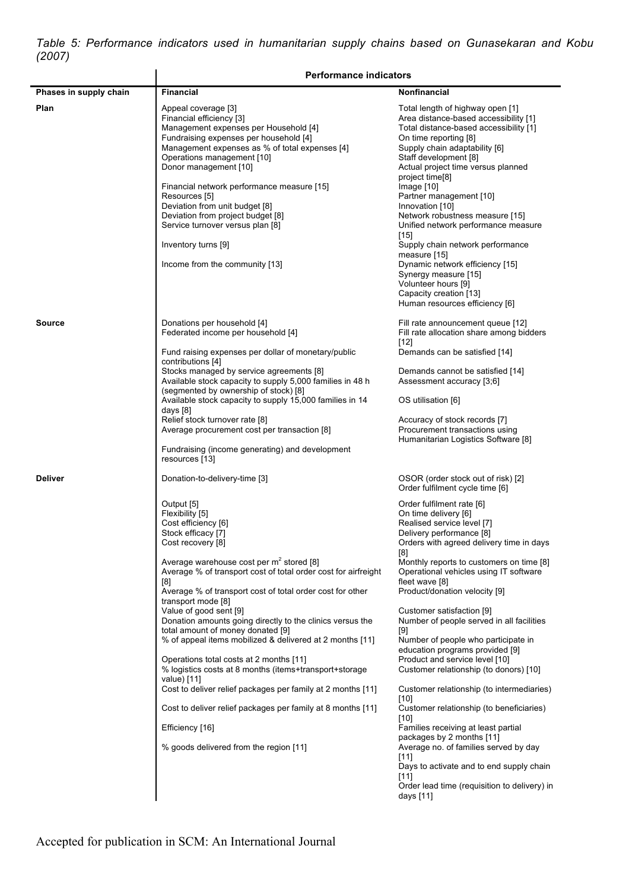*Table 5: Performance indicators used in humanitarian supply chains based on Gunasekaran and Kobu (2007)*

| Phases in supply chain | Performance indicators | |
|---|---|---|
| | **Financial** | **Nonfinancial** |
| **Plan** | Appeal coverage [3]<br>Financial efficiency [3]<br>Management expenses per Household [4]<br>Fundraising expenses per household [4]<br>Management expenses as % of total expenses [4]<br>Operations management [10]<br>Donor management [10]<br>Financial network performance measure [15]<br>Resources [5]<br>Deviation from unit budget [8]<br>Deviation from project budget [8]<br>Service turnover versus plan [8]<br>Inventory turns [9]<br>Income from the community [13] | Total length of highway open [1]<br>Area distance-based accessibility [1]<br>Total distance-based accessibility [1]<br>On time reporting [8]<br>Supply chain adaptability [6]<br>Staff development [8]<br>Actual project time versus planned project time[8]<br>Image [10]<br>Partner management [10]<br>Innovation [10]<br>Network robustness measure [15]<br>Unified network performance measure [15]<br>Supply chain network performance measure [15]<br>Dynamic network efficiency [15]<br>Synergy measure [15]<br>Volunteer hours [9]<br>Capacity creation [13]<br>Human resources efficiency [6] |
| **Source** | Donations per household [4]<br>Federated income per household [4]<br>Fund raising expenses per dollar of monetary/public contributions [4]<br>Stocks managed by service agreements [8]<br>Available stock capacity to supply 5,000 families in 48 h (segmented by ownership of stock) [8]<br>Available stock capacity to supply 15,000 families in 14 days [8]<br>Relief stock turnover rate [8]<br>Average procurement cost per transaction [8]<br>Fundraising (income generating) and development resources [13] | Fill rate announcement queue [12]<br>Fill rate allocation share among bidders [12]<br>Demands can be satisfied [14]<br>Demands cannot be satisfied [14]<br>Assessment accuracy [3;6]<br>OS utilisation [6]<br>Accuracy of stock records [7]<br>Procurement transactions using Humanitarian Logistics Software [8] |
| **Deliver** | Donation-to-delivery-time [3]<br>Output [5]<br>Flexibility [5]<br>Cost efficiency [6]<br>Stock efficacy [7]<br>Cost recovery [8]<br>Average warehouse cost per $m^2$ stored [8]<br>Average % of transport cost of total order cost for airfreight [8]<br>Average % of transport cost of total order cost for other transport mode [8]<br>Value of good sent [9]<br>Donation amounts going directly to the clinics versus the total amount of money donated [9]<br>% of appeal items mobilized & delivered at 2 months [11]<br>Operations total costs at 2 months [11]<br>% logistics costs at 8 months (items+transport+storage value) [11]<br>Cost to deliver relief packages per family at 2 months [11]<br>Cost to deliver relief packages per family at 8 months [11]<br>Efficiency [16]<br>% goods delivered from the region [11] | OSOR (order stock out of risk) [2]<br>Order fulfilment cycle time [6]<br>Order fulfilment rate [6]<br>On time delivery [6]<br>Realised service level [7]<br>Delivery performance [8]<br>Orders with agreed delivery time in days [8]<br>Monthly reports to customers on time [8]<br>Operational vehicles using IT software fleet wave [8]<br>Product/donation velocity [9]<br>Customer satisfaction [9]<br>Number of people served in all facilities [9]<br>Number of people who participate in education programs provided [9]<br>Product and service level [10]<br>Customer relationship (to donors) [10]<br>Customer relationship (to intermediaries) [10]<br>Customer relationship (to beneficiaries) [10]<br>Families receiving at least partial packages by 2 months [11]<br>Average no. of families served by day [11]<br>Days to activate and to end supply chain [11]<br>Order lead time (requisition to delivery) in days [11] |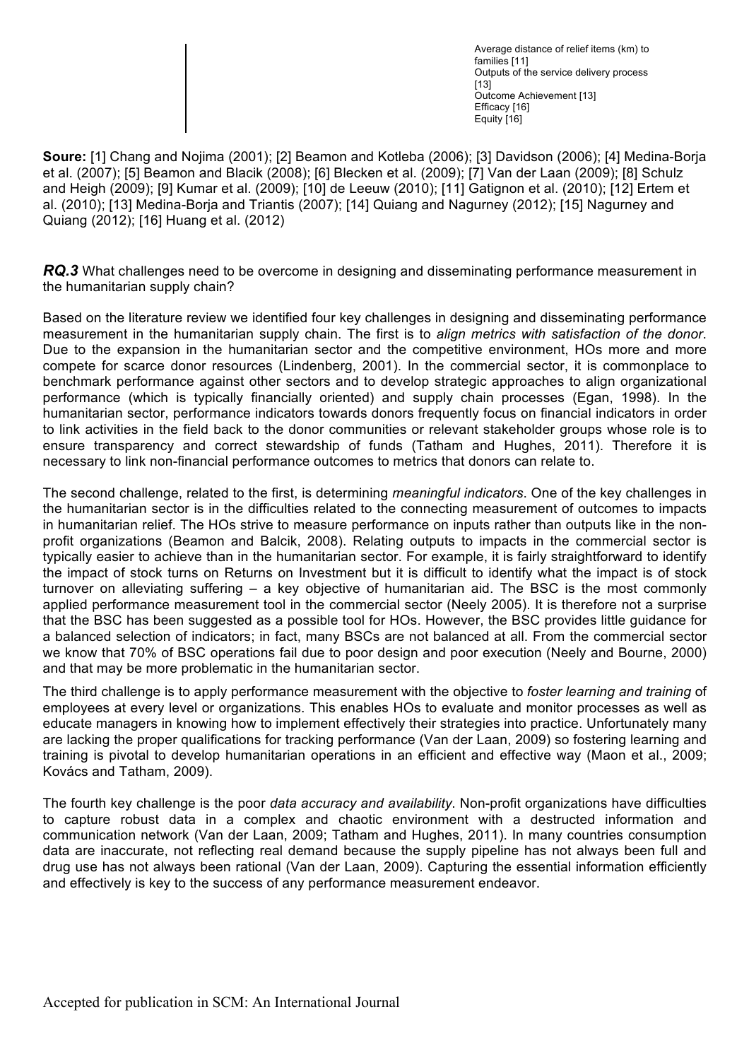| | |
|---|---|
| | Average distance of relief items (km) to families [11]<br>Outputs of the service delivery process [13]<br>Outcome Achievement [13]<br>Efficacy [16]<br>Equity [16] |

**Soure:** [1] Chang and Nojima (2001); [2] Beamon and Kotleba (2006); [3] Davidson (2006); [4] Medina-Borja et al. (2007); [5] Beamon and Blacik (2008); [6] Blecken et al. (2009); [7] Van der Laan (2009); [8] Schulz and Heigh (2009); [9] Kumar et al. (2009); [10] de Leeuw (2010); [11] Gatignon et al. (2010); [12] Ertem et al. (2010); [13] Medina-Borja and Triantis (2007); [14] Quiang and Nagurney (2012); [15] Nagurney and Quiang (2012); [16] Huang et al. (2012)

***RQ.3*** What challenges need to be overcome in designing and disseminating performance measurement in the humanitarian supply chain?

Based on the literature review we identified four key challenges in designing and disseminating performance measurement in the humanitarian supply chain. The first is to *align metrics with satisfaction of the donor*. Due to the expansion in the humanitarian sector and the competitive environment, HOs more and more compete for scarce donor resources (Lindenberg, 2001). In the commercial sector, it is commonplace to benchmark performance against other sectors and to develop strategic approaches to align organizational performance (which is typically financially oriented) and supply chain processes (Egan, 1998). In the humanitarian sector, performance indicators towards donors frequently focus on financial indicators in order to link activities in the field back to the donor communities or relevant stakeholder groups whose role is to ensure transparency and correct stewardship of funds (Tatham and Hughes, 2011). Therefore it is necessary to link non-financial performance outcomes to metrics that donors can relate to.

The second challenge, related to the first, is determining *meaningful indicators*. One of the key challenges in the humanitarian sector is in the difficulties related to the connecting measurement of outcomes to impacts in humanitarian relief. The HOs strive to measure performance on inputs rather than outputs like in the non-profit organizations (Beamon and Balcik, 2008). Relating outputs to impacts in the commercial sector is typically easier to achieve than in the humanitarian sector. For example, it is fairly straightforward to identify the impact of stock turns on Returns on Investment but it is difficult to identify what the impact is of stock turnover on alleviating suffering – a key objective of humanitarian aid. The BSC is the most commonly applied performance measurement tool in the commercial sector (Neely 2005). It is therefore not a surprise that the BSC has been suggested as a possible tool for HOs. However, the BSC provides little guidance for a balanced selection of indicators; in fact, many BSCs are not balanced at all. From the commercial sector we know that 70% of BSC operations fail due to poor design and poor execution (Neely and Bourne, 2000) and that may be more problematic in the humanitarian sector.

The third challenge is to apply performance measurement with the objective to *foster learning and training* of employees at every level or organizations. This enables HOs to evaluate and monitor processes as well as educate managers in knowing how to implement effectively their strategies into practice. Unfortunately many are lacking the proper qualifications for tracking performance (Van der Laan, 2009) so fostering learning and training is pivotal to develop humanitarian operations in an efficient and effective way (Maon et al., 2009; Kovács and Tatham, 2009).

The fourth key challenge is the poor *data accuracy and availability*. Non-profit organizations have difficulties to capture robust data in a complex and chaotic environment with a destructed information and communication network (Van der Laan, 2009; Tatham and Hughes, 2011). In many countries consumption data are inaccurate, not reflecting real demand because the supply pipeline has not always been full and drug use has not always been rational (Van der Laan, 2009). Capturing the essential information efficiently and effectively is key to the success of any performance measurement endeavor.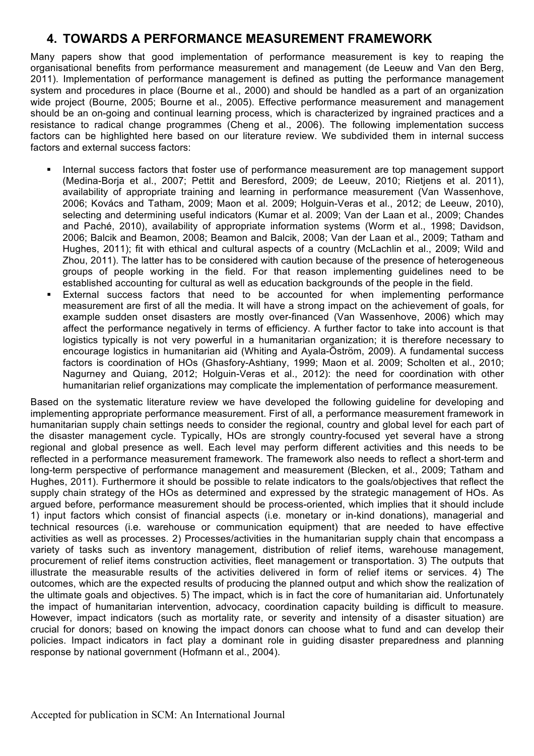## 4. TOWARDS A PERFORMANCE MEASUREMENT FRAMEWORK

Many papers show that good implementation of performance measurement is key to reaping the organisational benefits from performance measurement and management (de Leeuw and Van den Berg, 2011). Implementation of performance management is defined as putting the performance management system and procedures in place (Bourne et al., 2000) and should be handled as a part of an organization wide project (Bourne, 2005; Bourne et al., 2005). Effective performance measurement and management should be an on-going and continual learning process, which is characterized by ingrained practices and a resistance to radical change programmes (Cheng et al., 2006). The following implementation success factors can be highlighted here based on our literature review. We subdivided them in internal success factors and external success factors:

- Internal success factors that foster use of performance measurement are top management support (Medina-Borja et al., 2007; Pettit and Beresford, 2009; de Leeuw, 2010; Rietjens et al. 2011), availability of appropriate training and learning in performance measurement (Van Wassenhove, 2006; Kovács and Tatham, 2009; Maon et al. 2009; Holguin-Veras et al., 2012; de Leeuw, 2010), selecting and determining useful indicators (Kumar et al. 2009; Van der Laan et al., 2009; Chandes and Paché, 2010), availability of appropriate information systems (Worm et al., 1998; Davidson, 2006; Balcik and Beamon, 2008; Beamon and Balcik, 2008; Van der Laan et al., 2009; Tatham and Hughes, 2011); fit with ethical and cultural aspects of a country (McLachlin et al., 2009; Wild and Zhou, 2011). The latter has to be considered with caution because of the presence of heterogeneous groups of people working in the field. For that reason implementing guidelines need to be established accounting for cultural as well as education backgrounds of the people in the field.
- External success factors that need to be accounted for when implementing performance measurement are first of all the media. It will have a strong impact on the achievement of goals, for example sudden onset disasters are mostly over-financed (Van Wassenhove, 2006) which may affect the performance negatively in terms of efficiency. A further factor to take into account is that logistics typically is not very powerful in a humanitarian organization; it is therefore necessary to encourage logistics in humanitarian aid (Whiting and Ayala-Öström, 2009). A fundamental success factors is coordination of HOs (Ghasfory-Ashtiany, 1999; Maon et al. 2009; Scholten et al., 2010; Nagurney and Quiang, 2012; Holguin-Veras et al., 2012): the need for coordination with other humanitarian relief organizations may complicate the implementation of performance measurement.

Based on the systematic literature review we have developed the following guideline for developing and implementing appropriate performance measurement. First of all, a performance measurement framework in humanitarian supply chain settings needs to consider the regional, country and global level for each part of the disaster management cycle. Typically, HOs are strongly country-focused yet several have a strong regional and global presence as well. Each level may perform different activities and this needs to be reflected in a performance measurement framework. The framework also needs to reflect a short-term and long-term perspective of performance management and measurement (Blecken, et al., 2009; Tatham and Hughes, 2011). Furthermore it should be possible to relate indicators to the goals/objectives that reflect the supply chain strategy of the HOs as determined and expressed by the strategic management of HOs. As argued before, performance measurement should be process-oriented, which implies that it should include 1) input factors which consist of financial aspects (i.e. monetary or in-kind donations), managerial and technical resources (i.e. warehouse or communication equipment) that are needed to have effective activities as well as processes. 2) Processes/activities in the humanitarian supply chain that encompass a variety of tasks such as inventory management, distribution of relief items, warehouse management, procurement of relief items construction activities, fleet management or transportation. 3) The outputs that illustrate the measurable results of the activities delivered in form of relief items or services. 4) The outcomes, which are the expected results of producing the planned output and which show the realization of the ultimate goals and objectives. 5) The impact, which is in fact the core of humanitarian aid. Unfortunately the impact of humanitarian intervention, advocacy, coordination capacity building is difficult to measure. However, impact indicators (such as mortality rate, or severity and intensity of a disaster situation) are crucial for donors; based on knowing the impact donors can choose what to fund and can develop their policies. Impact indicators in fact play a dominant role in guiding disaster preparedness and planning response by national government (Hofmann et al., 2004).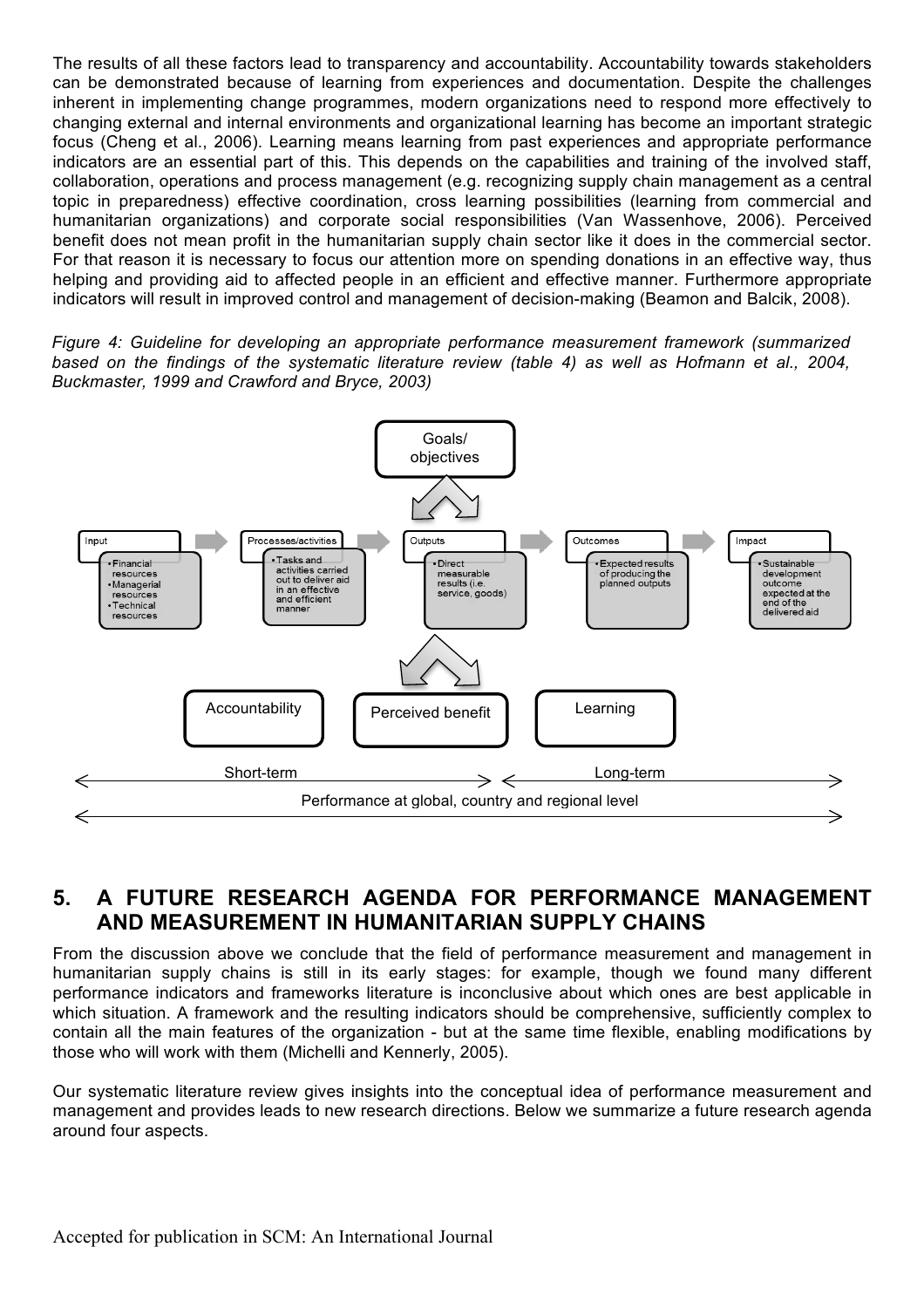The results of all these factors lead to transparency and accountability. Accountability towards stakeholders can be demonstrated because of learning from experiences and documentation. Despite the challenges inherent in implementing change programmes, modern organizations need to respond more effectively to changing external and internal environments and organizational learning has become an important strategic focus (Cheng et al., 2006). Learning means learning from past experiences and appropriate performance indicators are an essential part of this. This depends on the capabilities and training of the involved staff, collaboration, operations and process management (e.g. recognizing supply chain management as a central topic in preparedness) effective coordination, cross learning possibilities (learning from commercial and humanitarian organizations) and corporate social responsibilities (Van Wassenhove, 2006). Perceived benefit does not mean profit in the humanitarian supply chain sector like it does in the commercial sector. For that reason it is necessary to focus our attention more on spending donations in an effective way, thus helping and providing aid to affected people in an efficient and effective manner. Furthermore appropriate indicators will result in improved control and management of decision-making (Beamon and Balcik, 2008).

*Figure 4: Guideline for developing an appropriate performance measurement framework (summarized based on the findings of the systematic literature review (table 4) as well as Hofmann et al., 2004, Buckmaster, 1999 and Crawford and Bryce, 2003)*

Goals/ objectives

Input
- Financial resources
- Managerial resources
- Technical resources

Processes/activities
- Tasks and activities carried out to deliver aid in an effective and efficient manner

Outputs
- Direct measurable results (i.e. service, goods)

Outcomes
- Expected results of producing the planned outputs

Impact
- Sustainable development outcome expected at the end of the delivered aid

Accountability | Perceived benefit | Learning

Short-term | Long-term

Performance at global, country and regional level

## 5. A FUTURE RESEARCH AGENDA FOR PERFORMANCE MANAGEMENT AND MEASUREMENT IN HUMANITARIAN SUPPLY CHAINS

From the discussion above we conclude that the field of performance measurement and management in humanitarian supply chains is still in its early stages: for example, though we found many different performance indicators and frameworks literature is inconclusive about which ones are best applicable in which situation. A framework and the resulting indicators should be comprehensive, sufficiently complex to contain all the main features of the organization - but at the same time flexible, enabling modifications by those who will work with them (Michelli and Kennerly, 2005).

Our systematic literature review gives insights into the conceptual idea of performance measurement and management and provides leads to new research directions. Below we summarize a future research agenda around four aspects.

Accepted for publication in SCM: An International Journal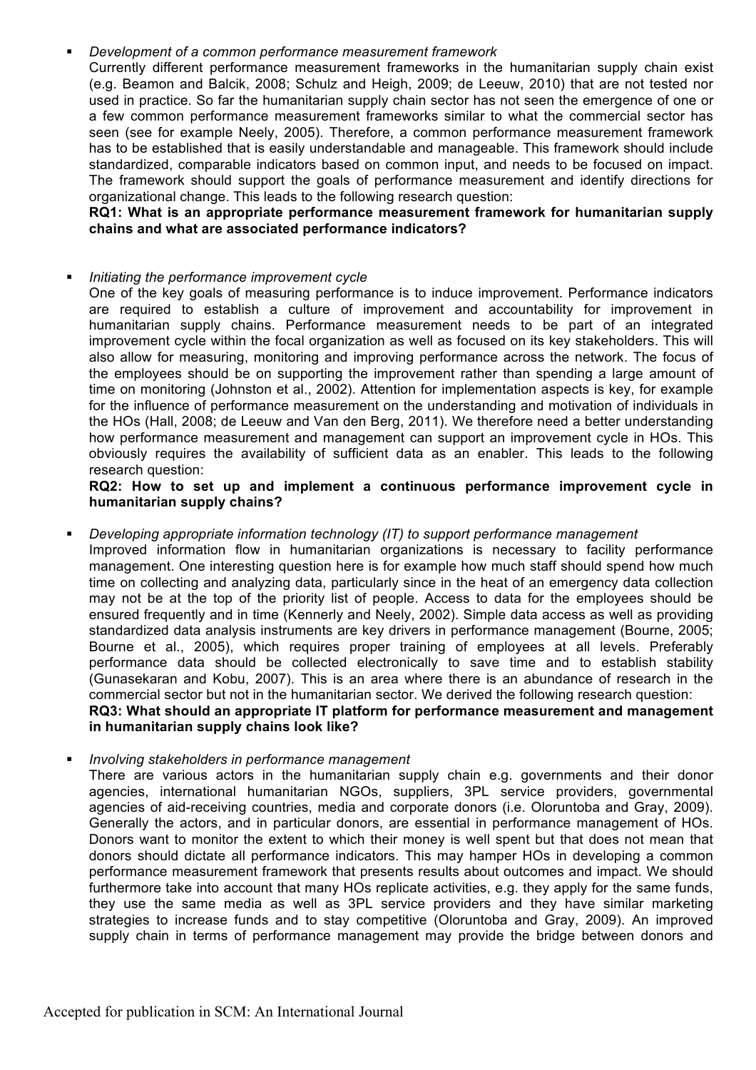- *Development of a common performance measurement framework*

  Currently different performance measurement frameworks in the humanitarian supply chain exist (e.g. Beamon and Balcik, 2008; Schulz and Heigh, 2009; de Leeuw, 2010) that are not tested nor used in practice. So far the humanitarian supply chain sector has not seen the emergence of one or a few common performance measurement frameworks similar to what the commercial sector has seen (see for example Neely, 2005). Therefore, a common performance measurement framework has to be established that is easily understandable and manageable. This framework should include standardized, comparable indicators based on common input, and needs to be focused on impact. The framework should support the goals of performance measurement and identify directions for organizational change. This leads to the following research question:

  **RQ1: What is an appropriate performance measurement framework for humanitarian supply chains and what are associated performance indicators?**

- *Initiating the performance improvement cycle*

  One of the key goals of measuring performance is to induce improvement. Performance indicators are required to establish a culture of improvement and accountability for improvement in humanitarian supply chains. Performance measurement needs to be part of an integrated improvement cycle within the focal organization as well as focused on its key stakeholders. This will also allow for measuring, monitoring and improving performance across the network. The focus of the employees should be on supporting the improvement rather than spending a large amount of time on monitoring (Johnston et al., 2002). Attention for implementation aspects is key, for example for the influence of performance measurement on the understanding and motivation of individuals in the HOs (Hall, 2008; de Leeuw and Van den Berg, 2011). We therefore need a better understanding how performance measurement and management can support an improvement cycle in HOs. This obviously requires the availability of sufficient data as an enabler. This leads to the following research question:

  **RQ2: How to set up and implement a continuous performance improvement cycle in humanitarian supply chains?**

- *Developing appropriate information technology (IT) to support performance management*

  Improved information flow in humanitarian organizations is necessary to facility performance management. One interesting question here is for example how much staff should spend how much time on collecting and analyzing data, particularly since in the heat of an emergency data collection may not be at the top of the priority list of people. Access to data for the employees should be ensured frequently and in time (Kennerly and Neely, 2002). Simple data access as well as providing standardized data analysis instruments are key drivers in performance management (Bourne, 2005; Bourne et al., 2005), which requires proper training of employees at all levels. Preferably performance data should be collected electronically to save time and to establish stability (Gunasekaran and Kobu, 2007). This is an area where there is an abundance of research in the commercial sector but not in the humanitarian sector. We derived the following research question:

  **RQ3: What should an appropriate IT platform for performance measurement and management in humanitarian supply chains look like?**

- *Involving stakeholders in performance management*

  There are various actors in the humanitarian supply chain e.g. governments and their donor agencies, international humanitarian NGOs, suppliers, 3PL service providers, governmental agencies of aid-receiving countries, media and corporate donors (i.e. Oloruntoba and Gray, 2009). Generally the actors, and in particular donors, are essential in performance management of HOs. Donors want to monitor the extent to which their money is well spent but that does not mean that donors should dictate all performance indicators. This may hamper HOs in developing a common performance measurement framework that presents results about outcomes and impact. We should furthermore take into account that many HOs replicate activities, e.g. they apply for the same funds, they use the same media as well as 3PL service providers and they have similar marketing strategies to increase funds and to stay competitive (Oloruntoba and Gray, 2009). An improved supply chain in terms of performance management may provide the bridge between donors and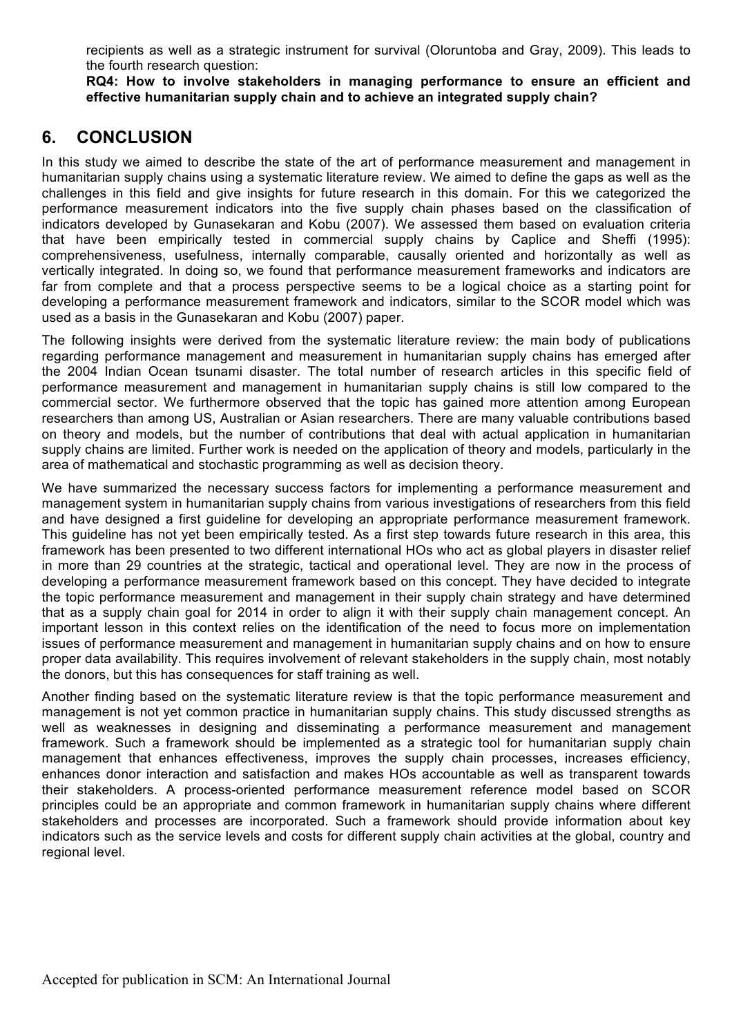recipients as well as a strategic instrument for survival (Oloruntoba and Gray, 2009). This leads to the fourth research question:

**RQ4: How to involve stakeholders in managing performance to ensure an efficient and effective humanitarian supply chain and to achieve an integrated supply chain?**

## 6. CONCLUSION

In this study we aimed to describe the state of the art of performance measurement and management in humanitarian supply chains using a systematic literature review. We aimed to define the gaps as well as the challenges in this field and give insights for future research in this domain. For this we categorized the performance measurement indicators into the five supply chain phases based on the classification of indicators developed by Gunasekaran and Kobu (2007). We assessed them based on evaluation criteria that have been empirically tested in commercial supply chains by Caplice and Sheffi (1995): comprehensiveness, usefulness, internally comparable, causally oriented and horizontally as well as vertically integrated. In doing so, we found that performance measurement frameworks and indicators are far from complete and that a process perspective seems to be a logical choice as a starting point for developing a performance measurement framework and indicators, similar to the SCOR model which was used as a basis in the Gunasekaran and Kobu (2007) paper.

The following insights were derived from the systematic literature review: the main body of publications regarding performance management and measurement in humanitarian supply chains has emerged after the 2004 Indian Ocean tsunami disaster. The total number of research articles in this specific field of performance measurement and management in humanitarian supply chains is still low compared to the commercial sector. We furthermore observed that the topic has gained more attention among European researchers than among US, Australian or Asian researchers. There are many valuable contributions based on theory and models, but the number of contributions that deal with actual application in humanitarian supply chains are limited. Further work is needed on the application of theory and models, particularly in the area of mathematical and stochastic programming as well as decision theory.

We have summarized the necessary success factors for implementing a performance measurement and management system in humanitarian supply chains from various investigations of researchers from this field and have designed a first guideline for developing an appropriate performance measurement framework. This guideline has not yet been empirically tested. As a first step towards future research in this area, this framework has been presented to two different international HOs who act as global players in disaster relief in more than 29 countries at the strategic, tactical and operational level. They are now in the process of developing a performance measurement framework based on this concept. They have decided to integrate the topic performance measurement and management in their supply chain strategy and have determined that as a supply chain goal for 2014 in order to align it with their supply chain management concept. An important lesson in this context relies on the identification of the need to focus more on implementation issues of performance measurement and management in humanitarian supply chains and on how to ensure proper data availability. This requires involvement of relevant stakeholders in the supply chain, most notably the donors, but this has consequences for staff training as well.

Another finding based on the systematic literature review is that the topic performance measurement and management is not yet common practice in humanitarian supply chains. This study discussed strengths as well as weaknesses in designing and disseminating a performance measurement and management framework. Such a framework should be implemented as a strategic tool for humanitarian supply chain management that enhances effectiveness, improves the supply chain processes, increases efficiency, enhances donor interaction and satisfaction and makes HOs accountable as well as transparent towards their stakeholders. A process-oriented performance measurement reference model based on SCOR principles could be an appropriate and common framework in humanitarian supply chains where different stakeholders and processes are incorporated. Such a framework should provide information about key indicators such as the service levels and costs for different supply chain activities at the global, country and regional level.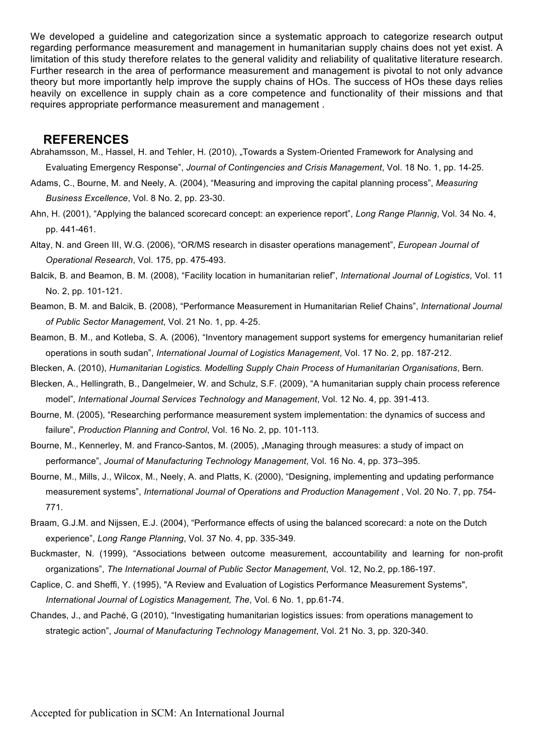We developed a guideline and categorization since a systematic approach to categorize research output regarding performance measurement and management in humanitarian supply chains does not yet exist. A limitation of this study therefore relates to the general validity and reliability of qualitative literature research. Further research in the area of performance measurement and management is pivotal to not only advance theory but more importantly help improve the supply chains of HOs. The success of HOs these days relies heavily on excellence in supply chain as a core competence and functionality of their missions and that requires appropriate performance measurement and management .

## REFERENCES

Abrahamsson, M., Hassel, H. and Tehler, H. (2010), „Towards a System-Oriented Framework for Analysing and Evaluating Emergency Response", *Journal of Contingencies and Crisis Management*, Vol. 18 No. 1, pp. 14-25.

Adams, C., Bourne, M. and Neely, A. (2004), "Measuring and improving the capital planning process", *Measuring Business Excellence*, Vol. 8 No. 2, pp. 23-30.

Ahn, H. (2001), "Applying the balanced scorecard concept: an experience report", *Long Range Plannig*, Vol. 34 No. 4, pp. 441-461.

Altay, N. and Green III, W.G. (2006), "OR/MS research in disaster operations management", *European Journal of Operational Research*, Vol. 175, pp. 475-493.

Balcik, B. and Beamon, B. M. (2008), "Facility location in humanitarian relief", *International Journal of Logistics*, Vol. 11 No. 2, pp. 101-121.

Beamon, B. M. and Balcik, B. (2008), "Performance Measurement in Humanitarian Relief Chains", *International Journal of Public Sector Management*, Vol. 21 No. 1, pp. 4-25.

Beamon, B. M., and Kotleba, S. A. (2006), "Inventory management support systems for emergency humanitarian relief operations in south sudan", *International Journal of Logistics Management*, Vol. 17 No. 2, pp. 187-212.

Blecken, A. (2010), *Humanitarian Logistics. Modelling Supply Chain Process of Humanitarian Organisations*, Bern.

Blecken, A., Hellingrath, B., Dangelmeier, W. and Schulz, S.F. (2009), "A humanitarian supply chain process reference model", *International Journal Services Technology and Management*, Vol. 12 No. 4, pp. 391-413.

Bourne, M. (2005), "Researching performance measurement system implementation: the dynamics of success and failure", *Production Planning and Control*, Vol. 16 No. 2, pp. 101-113.

Bourne, M., Kennerley, M. and Franco-Santos, M. (2005), „Managing through measures: a study of impact on performance", *Journal of Manufacturing Technology Management*, Vol. 16 No. 4, pp. 373–395.

Bourne, M., Mills, J., Wilcox, M., Neely, A. and Platts, K. (2000), "Designing, implementing and updating performance measurement systems", *International Journal of Operations and Production Management* , Vol. 20 No. 7, pp. 754-771.

Braam, G.J.M. and Nijssen, E.J. (2004), "Performance effects of using the balanced scorecard: a note on the Dutch experience", *Long Range Planning*, Vol. 37 No. 4, pp. 335-349.

Buckmaster, N. (1999), "Associations between outcome measurement, accountability and learning for non-profit organizations", *The International Journal of Public Sector Management*, Vol. 12, No.2, pp.186-197.

Caplice, C. and Sheffi, Y. (1995), "A Review and Evaluation of Logistics Performance Measurement Systems", *International Journal of Logistics Management, The*, Vol. 6 No. 1, pp.61-74.

Chandes, J., and Paché, G (2010), "Investigating humanitarian logistics issues: from operations management to strategic action", *Journal of Manufacturing Technology Management*, Vol. 21 No. 3, pp. 320-340.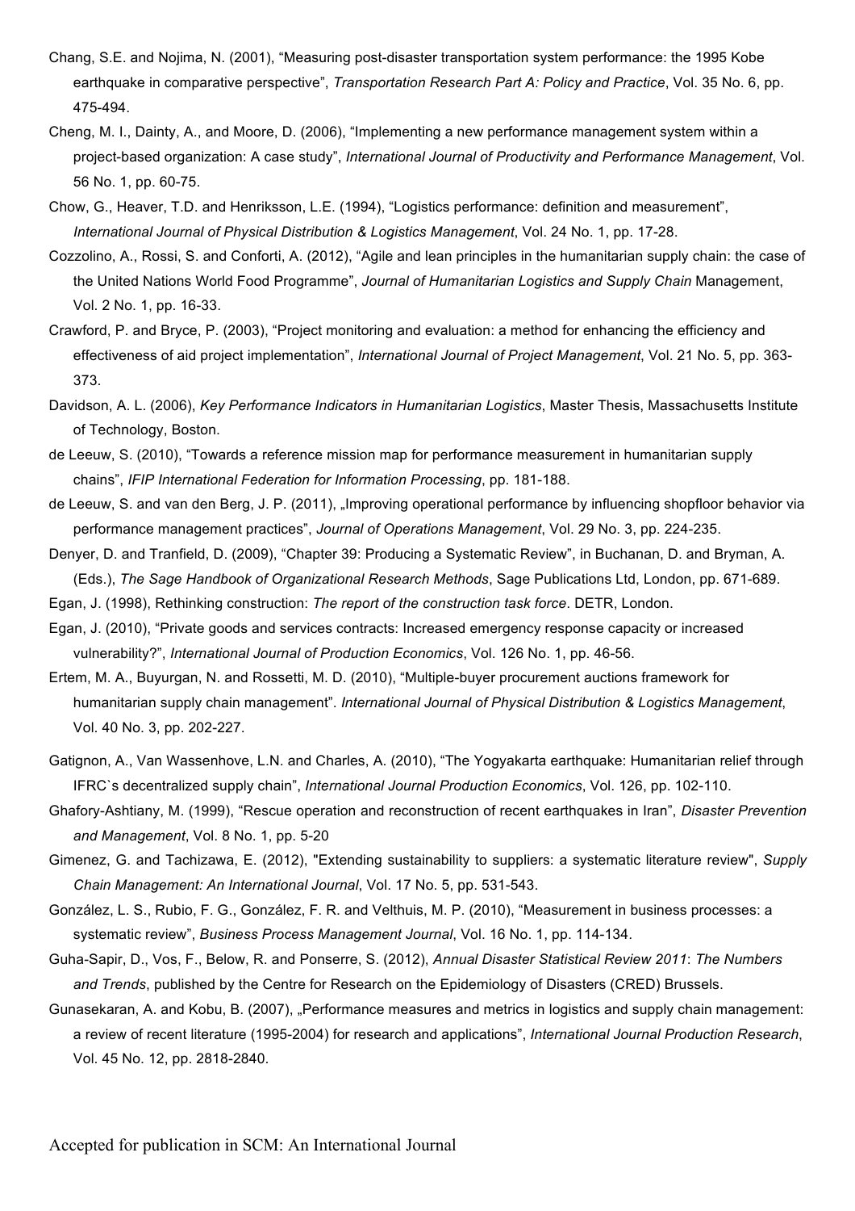Chang, S.E. and Nojima, N. (2001), “Measuring post-disaster transportation system performance: the 1995 Kobe earthquake in comparative perspective”, *Transportation Research Part A: Policy and Practice*, Vol. 35 No. 6, pp. 475-494.

Cheng, M. I., Dainty, A., and Moore, D. (2006), “Implementing a new performance management system within a project-based organization: A case study”, *International Journal of Productivity and Performance Management*, Vol. 56 No. 1, pp. 60-75.

Chow, G., Heaver, T.D. and Henriksson, L.E. (1994), “Logistics performance: definition and measurement”, *International Journal of Physical Distribution & Logistics Management*, Vol. 24 No. 1, pp. 17-28.

Cozzolino, A., Rossi, S. and Conforti, A. (2012), “Agile and lean principles in the humanitarian supply chain: the case of the United Nations World Food Programme”, *Journal of Humanitarian Logistics and Supply Chain* Management, Vol. 2 No. 1, pp. 16-33.

Crawford, P. and Bryce, P. (2003), “Project monitoring and evaluation: a method for enhancing the efficiency and effectiveness of aid project implementation”, *International Journal of Project Management*, Vol. 21 No. 5, pp. 363-373.

Davidson, A. L. (2006), *Key Performance Indicators in Humanitarian Logistics*, Master Thesis, Massachusetts Institute of Technology, Boston.

de Leeuw, S. (2010), “Towards a reference mission map for performance measurement in humanitarian supply chains”, *IFIP International Federation for Information Processing*, pp. 181-188.

de Leeuw, S. and van den Berg, J. P. (2011), „Improving operational performance by influencing shopfloor behavior via performance management practices”, *Journal of Operations Management*, Vol. 29 No. 3, pp. 224-235.

Denyer, D. and Tranfield, D. (2009), “Chapter 39: Producing a Systematic Review”, in Buchanan, D. and Bryman, A. (Eds.), *The Sage Handbook of Organizational Research Methods*, Sage Publications Ltd, London, pp. 671-689.

Egan, J. (1998), Rethinking construction: *The report of the construction task force*. DETR, London.

Egan, J. (2010), “Private goods and services contracts: Increased emergency response capacity or increased vulnerability?”, *International Journal of Production Economics*, Vol. 126 No. 1, pp. 46-56.

Ertem, M. A., Buyurgan, N. and Rossetti, M. D. (2010), “Multiple-buyer procurement auctions framework for humanitarian supply chain management”. *International Journal of Physical Distribution & Logistics Management*, Vol. 40 No. 3, pp. 202-227.

Gatignon, A., Van Wassenhove, L.N. and Charles, A. (2010), “The Yogyakarta earthquake: Humanitarian relief through IFRC`s decentralized supply chain”, *International Journal Production Economics*, Vol. 126, pp. 102-110.

Ghafory-Ashtiany, M. (1999), “Rescue operation and reconstruction of recent earthquakes in Iran”, *Disaster Prevention and Management*, Vol. 8 No. 1, pp. 5-20

Gimenez, G. and Tachizawa, E. (2012), "Extending sustainability to suppliers: a systematic literature review", *Supply Chain Management: An International Journal*, Vol. 17 No. 5, pp. 531-543.

González, L. S., Rubio, F. G., González, F. R. and Velthuis, M. P. (2010), “Measurement in business processes: a systematic review”, *Business Process Management Journal*, Vol. 16 No. 1, pp. 114-134.

Guha-Sapir, D., Vos, F., Below, R. and Ponserre, S. (2012), *Annual Disaster Statistical Review 2011*: *The Numbers and Trends*, published by the Centre for Research on the Epidemiology of Disasters (CRED) Brussels.

Gunasekaran, A. and Kobu, B. (2007), „Performance measures and metrics in logistics and supply chain management: a review of recent literature (1995-2004) for research and applications”, *International Journal Production Research*, Vol. 45 No. 12, pp. 2818-2840.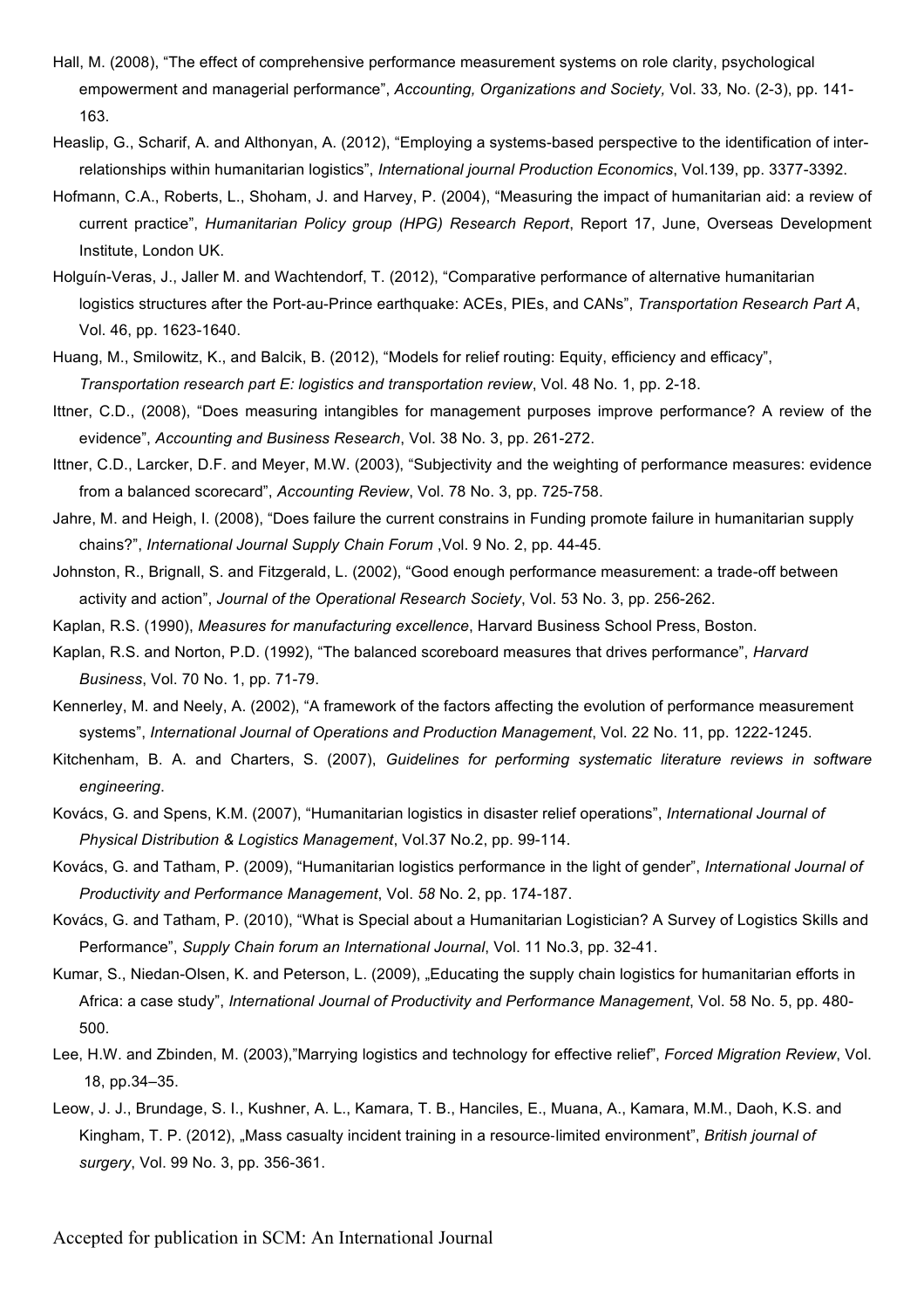Hall, M. (2008), "The effect of comprehensive performance measurement systems on role clarity, psychological empowerment and managerial performance", *Accounting, Organizations and Society,* Vol. 33*,* No. (2-3), pp. 141-163.

Heaslip, G., Scharif, A. and Althonyan, A. (2012), "Employing a systems-based perspective to the identification of inter-relationships within humanitarian logistics", *International journal Production Economics*, Vol.139, pp. 3377-3392.

Hofmann, C.A., Roberts, L., Shoham, J. and Harvey, P. (2004), "Measuring the impact of humanitarian aid: a review of current practice", *Humanitarian Policy group (HPG) Research Report*, Report 17, June, Overseas Development Institute, London UK.

Holguín-Veras, J., Jaller M. and Wachtendorf, T. (2012), "Comparative performance of alternative humanitarian logistics structures after the Port-au-Prince earthquake: ACEs, PIEs, and CANs", *Transportation Research Part A*, Vol. 46, pp. 1623-1640.

Huang, M., Smilowitz, K., and Balcik, B. (2012), "Models for relief routing: Equity, efficiency and efficacy", *Transportation research part E: logistics and transportation review*, Vol. 48 No. 1, pp. 2-18.

Ittner, C.D., (2008), "Does measuring intangibles for management purposes improve performance? A review of the evidence", *Accounting and Business Research*, Vol. 38 No. 3, pp. 261-272.

Ittner, C.D., Larcker, D.F. and Meyer, M.W. (2003), "Subjectivity and the weighting of performance measures: evidence from a balanced scorecard", *Accounting Review*, Vol. 78 No. 3, pp. 725-758.

Jahre, M. and Heigh, I. (2008), "Does failure the current constrains in Funding promote failure in humanitarian supply chains?", *International Journal Supply Chain Forum* ,Vol. 9 No. 2, pp. 44-45.

Johnston, R., Brignall, S. and Fitzgerald, L. (2002), "Good enough performance measurement: a trade-off between activity and action", *Journal of the Operational Research Society*, Vol. 53 No. 3, pp. 256-262.

Kaplan, R.S. (1990), *Measures for manufacturing excellence*, Harvard Business School Press, Boston.

Kaplan, R.S. and Norton, P.D. (1992), "The balanced scoreboard measures that drives performance", *Harvard Business*, Vol. 70 No. 1, pp. 71-79.

Kennerley, M. and Neely, A. (2002), "A framework of the factors affecting the evolution of performance measurement systems", *International Journal of Operations and Production Management*, Vol. 22 No. 11, pp. 1222-1245.

Kitchenham, B. A. and Charters, S. (2007), *Guidelines for performing systematic literature reviews in software engineering*.

Kovács, G. and Spens, K.M. (2007), "Humanitarian logistics in disaster relief operations", *International Journal of Physical Distribution & Logistics Management*, Vol.37 No.2, pp. 99-114.

Kovács, G. and Tatham, P. (2009), "Humanitarian logistics performance in the light of gender", *International Journal of Productivity and Performance Management*, Vol. *58* No. 2, pp. 174-187.

Kovács, G. and Tatham, P. (2010), "What is Special about a Humanitarian Logistician? A Survey of Logistics Skills and Performance", *Supply Chain forum an International Journal*, Vol. 11 No.3, pp. 32-41.

Kumar, S., Niedan-Olsen, K. and Peterson, L. (2009), „Educating the supply chain logistics for humanitarian efforts in Africa: a case study", *International Journal of Productivity and Performance Management*, Vol. 58 No. 5, pp. 480-500.

Lee, H.W. and Zbinden, M. (2003),"Marrying logistics and technology for effective relief", *Forced Migration Review*, Vol. 18, pp.34–35.

Leow, J. J., Brundage, S. I., Kushner, A. L., Kamara, T. B., Hanciles, E., Muana, A., Kamara, M.M., Daoh, K.S. and Kingham, T. P. (2012), „Mass casualty incident training in a resource-limited environment", *British journal of surgery*, Vol. 99 No. 3, pp. 356-361.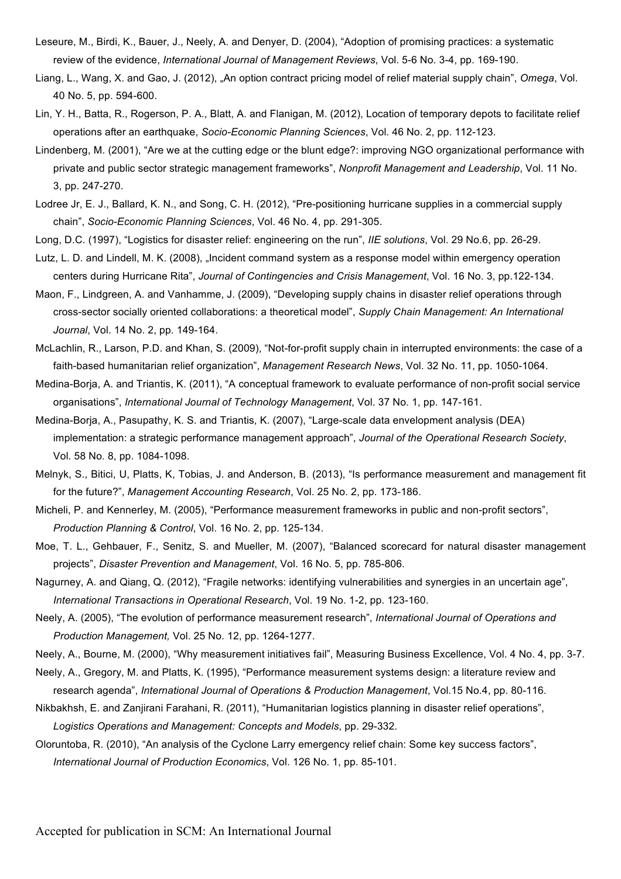Leseure, M., Birdi, K., Bauer, J., Neely, A. and Denyer, D. (2004), "Adoption of promising practices: a systematic review of the evidence, *International Journal of Management Reviews*, Vol. 5-6 No. 3-4, pp. 169-190.

Liang, L., Wang, X. and Gao, J. (2012), „An option contract pricing model of relief material supply chain", *Omega*, Vol. 40 No. 5, pp. 594-600.

Lin, Y. H., Batta, R., Rogerson, P. A., Blatt, A. and Flanigan, M. (2012), Location of temporary depots to facilitate relief operations after an earthquake, *Socio-Economic Planning Sciences*, Vol. 46 No. 2, pp. 112-123.

Lindenberg, M. (2001), "Are we at the cutting edge or the blunt edge?: improving NGO organizational performance with private and public sector strategic management frameworks", *Nonprofit Management and Leadership*, Vol. 11 No. 3, pp. 247-270.

Lodree Jr, E. J., Ballard, K. N., and Song, C. H. (2012), "Pre-positioning hurricane supplies in a commercial supply chain", *Socio-Economic Planning Sciences*, Vol. 46 No. 4, pp. 291-305.

Long, D.C. (1997), "Logistics for disaster relief: engineering on the run", *IIE solutions*, Vol. 29 No.6, pp. 26-29.

Lutz, L. D. and Lindell, M. K. (2008), „Incident command system as a response model within emergency operation centers during Hurricane Rita", *Journal of Contingencies and Crisis Management*, Vol. 16 No. 3, pp.122-134.

Maon, F., Lindgreen, A. and Vanhamme, J. (2009), "Developing supply chains in disaster relief operations through cross-sector socially oriented collaborations: a theoretical model", *Supply Chain Management: An International Journal*, Vol. 14 No. 2, pp. 149-164.

McLachlin, R., Larson, P.D. and Khan, S. (2009), "Not-for-profit supply chain in interrupted environments: the case of a faith-based humanitarian relief organization", *Management Research News*, Vol. 32 No. 11, pp. 1050-1064.

Medina-Borja, A. and Triantis, K. (2011), "A conceptual framework to evaluate performance of non-profit social service organisations", *International Journal of Technology Management*, Vol. 37 No. 1, pp. 147-161.

Medina-Borja, A., Pasupathy, K. S. and Triantis, K. (2007), "Large-scale data envelopment analysis (DEA) implementation: a strategic performance management approach", *Journal of the Operational Research Society*, Vol. 58 No. 8, pp. 1084-1098.

Melnyk, S., Bitici, U, Platts, K, Tobias, J. and Anderson, B. (2013), "Is performance measurement and management fit for the future?", *Management Accounting Research*, Vol. 25 No. 2, pp. 173-186.

Micheli, P. and Kennerley, M. (2005), "Performance measurement frameworks in public and non-profit sectors", *Production Planning & Control*, Vol. 16 No. 2, pp. 125-134.

Moe, T. L., Gehbauer, F., Senitz, S. and Mueller, M. (2007), "Balanced scorecard for natural disaster management projects", *Disaster Prevention and Management*, Vol. 16 No. 5, pp. 785-806.

Nagurney, A. and Qiang, Q. (2012), "Fragile networks: identifying vulnerabilities and synergies in an uncertain age", *International Transactions in Operational Research*, Vol. 19 No. 1-2, pp. 123-160.

Neely, A. (2005), "The evolution of performance measurement research", *International Journal of Operations and Production Management,* Vol. 25 No. 12, pp. 1264-1277.

Neely, A., Bourne, M. (2000), "Why measurement initiatives fail", Measuring Business Excellence, Vol. 4 No. 4, pp. 3-7.

Neely, A., Gregory, M. and Platts, K. (1995), "Performance measurement systems design: a literature review and research agenda", *International Journal of Operations & Production Management*, Vol.15 No.4, pp. 80-116.

Nikbakhsh, E. and Zanjirani Farahani, R. (2011), "Humanitarian logistics planning in disaster relief operations", *Logistics Operations and Management: Concepts and Models*, pp. 29-332.

Oloruntoba, R. (2010), "An analysis of the Cyclone Larry emergency relief chain: Some key success factors", *International Journal of Production Economics*, Vol. 126 No. 1, pp. 85-101.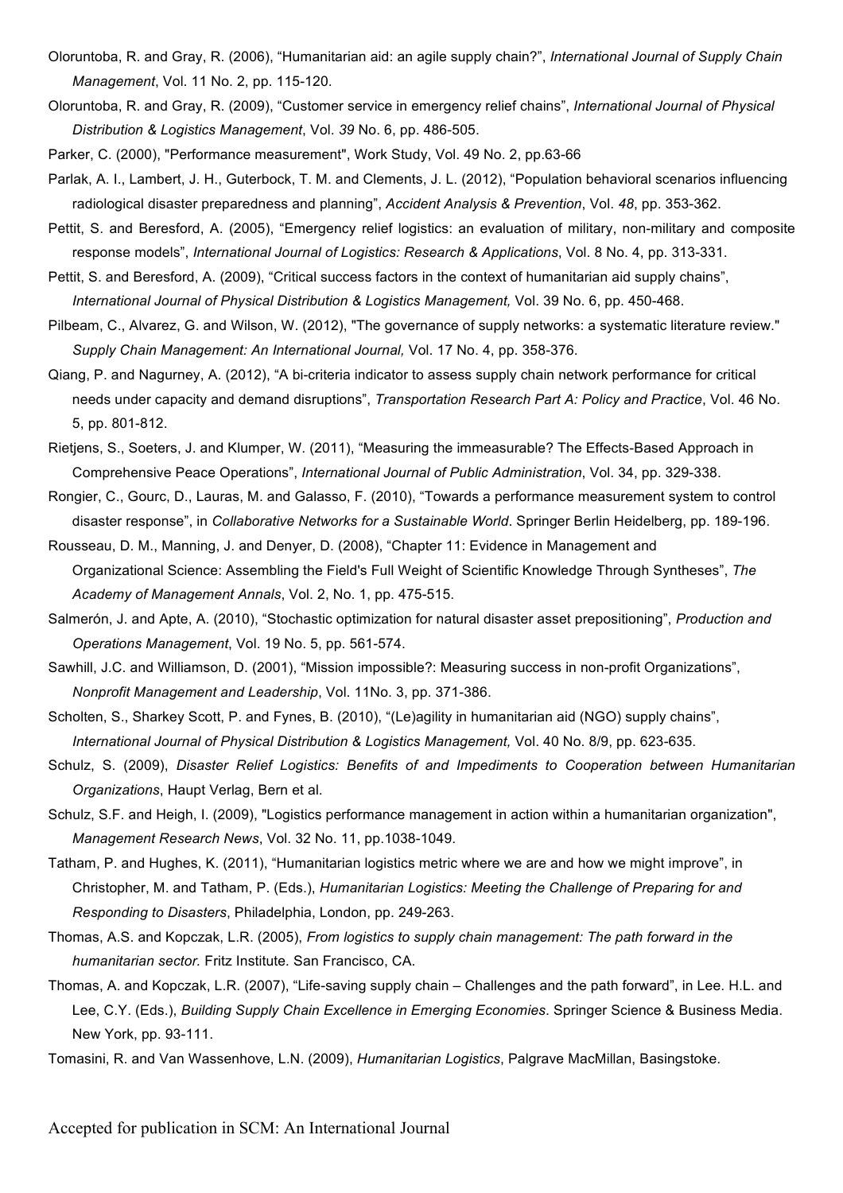Oloruntoba, R. and Gray, R. (2006), "Humanitarian aid: an agile supply chain?", *International Journal of Supply Chain Management*, Vol. 11 No. 2, pp. 115-120.

Oloruntoba, R. and Gray, R. (2009), "Customer service in emergency relief chains", *International Journal of Physical Distribution & Logistics Management*, Vol. *39* No. 6, pp. 486-505.

Parker, C. (2000), "Performance measurement", Work Study, Vol. 49 No. 2, pp.63-66

Parlak, A. I., Lambert, J. H., Guterbock, T. M. and Clements, J. L. (2012), "Population behavioral scenarios influencing radiological disaster preparedness and planning", *Accident Analysis & Prevention*, Vol. *48*, pp. 353-362.

Pettit, S. and Beresford, A. (2005), "Emergency relief logistics: an evaluation of military, non-military and composite response models", *International Journal of Logistics: Research & Applications*, Vol. 8 No. 4, pp. 313-331.

Pettit, S. and Beresford, A. (2009), "Critical success factors in the context of humanitarian aid supply chains", *International Journal of Physical Distribution & Logistics Management,* Vol. 39 No. 6, pp. 450-468.

Pilbeam, C., Alvarez, G. and Wilson, W. (2012), "The governance of supply networks: a systematic literature review." *Supply Chain Management: An International Journal,* Vol. 17 No. 4, pp. 358-376.

Qiang, P. and Nagurney, A. (2012), "A bi-criteria indicator to assess supply chain network performance for critical needs under capacity and demand disruptions", *Transportation Research Part A: Policy and Practice*, Vol. 46 No. 5, pp. 801-812.

Rietjens, S., Soeters, J. and Klumper, W. (2011), "Measuring the immeasurable? The Effects-Based Approach in Comprehensive Peace Operations", *International Journal of Public Administration*, Vol. 34, pp. 329-338.

Rongier, C., Gourc, D., Lauras, M. and Galasso, F. (2010), "Towards a performance measurement system to control disaster response", in *Collaborative Networks for a Sustainable World*. Springer Berlin Heidelberg, pp. 189-196.

Rousseau, D. M., Manning, J. and Denyer, D. (2008), "Chapter 11: Evidence in Management and Organizational Science: Assembling the Field's Full Weight of Scientific Knowledge Through Syntheses", *The Academy of Management Annals*, Vol. 2, No. 1, pp. 475-515.

Salmerón, J. and Apte, A. (2010), "Stochastic optimization for natural disaster asset prepositioning", *Production and Operations Management*, Vol. 19 No. 5, pp. 561-574.

Sawhill, J.C. and Williamson, D. (2001), "Mission impossible?: Measuring success in non-profit Organizations", *Nonprofit Management and Leadership*, Vol. 11No. 3, pp. 371-386.

Scholten, S., Sharkey Scott, P. and Fynes, B. (2010), "(Le)agility in humanitarian aid (NGO) supply chains", *International Journal of Physical Distribution & Logistics Management,* Vol. 40 No. 8/9, pp. 623-635.

Schulz, S. (2009), *Disaster Relief Logistics: Benefits of and Impediments to Cooperation between Humanitarian Organizations*, Haupt Verlag, Bern et al.

Schulz, S.F. and Heigh, I. (2009), "Logistics performance management in action within a humanitarian organization", *Management Research News*, Vol. 32 No. 11, pp.1038-1049.

Tatham, P. and Hughes, K. (2011), "Humanitarian logistics metric where we are and how we might improve", in Christopher, M. and Tatham, P. (Eds.), *Humanitarian Logistics: Meeting the Challenge of Preparing for and Responding to Disasters*, Philadelphia, London, pp. 249-263.

Thomas, A.S. and Kopczak, L.R. (2005), *From logistics to supply chain management: The path forward in the humanitarian sector.* Fritz Institute*.* San Francisco, CA.

Thomas, A. and Kopczak, L.R. (2007), "Life-saving supply chain – Challenges and the path forward", in Lee. H.L. and Lee, C.Y. (Eds.), *Building Supply Chain Excellence in Emerging Economies*. Springer Science & Business Media. New York, pp. 93-111.

Tomasini, R. and Van Wassenhove, L.N. (2009), *Humanitarian Logistics*, Palgrave MacMillan, Basingstoke.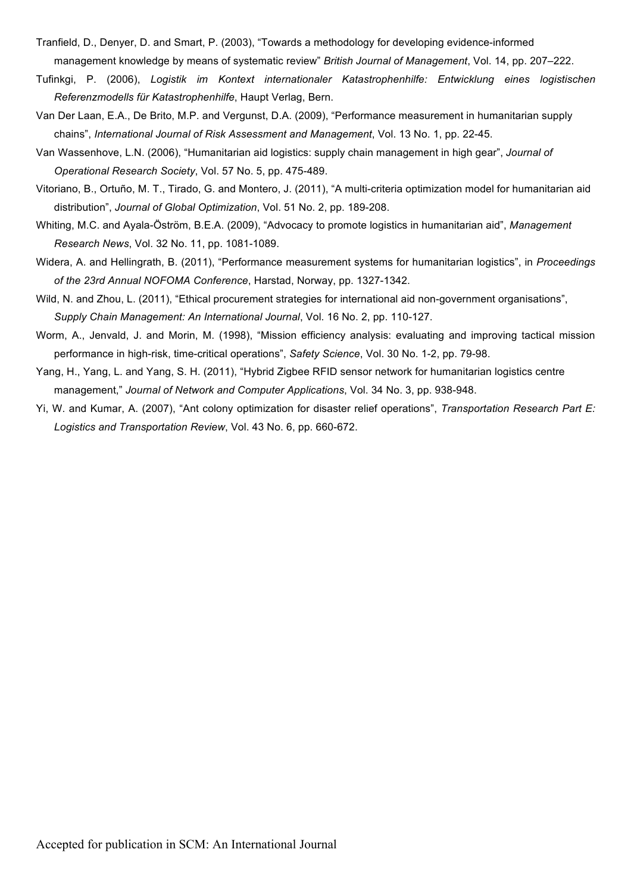Tranfield, D., Denyer, D. and Smart, P. (2003), "Towards a methodology for developing evidence-informed management knowledge by means of systematic review" *British Journal of Management*, Vol. 14, pp. 207–222.

Tufinkgi, P. (2006), *Logistik im Kontext internationaler Katastrophenhilfe: Entwicklung eines logistischen Referenzmodells für Katastrophenhilfe*, Haupt Verlag, Bern.

Van Der Laan, E.A., De Brito, M.P. and Vergunst, D.A. (2009), "Performance measurement in humanitarian supply chains", *International Journal of Risk Assessment and Management*, Vol. 13 No. 1, pp. 22-45.

Van Wassenhove, L.N. (2006), "Humanitarian aid logistics: supply chain management in high gear", *Journal of Operational Research Society*, Vol. 57 No. 5, pp. 475-489.

Vitoriano, B., Ortuño, M. T., Tirado, G. and Montero, J. (2011), "A multi-criteria optimization model for humanitarian aid distribution", *Journal of Global Optimization*, Vol. 51 No. 2, pp. 189-208.

Whiting, M.C. and Ayala-Öström, B.E.A. (2009), "Advocacy to promote logistics in humanitarian aid", *Management Research News*, Vol. 32 No. 11, pp. 1081-1089.

Widera, A. and Hellingrath, B. (2011), "Performance measurement systems for humanitarian logistics", in *Proceedings of the 23rd Annual NOFOMA Conference*, Harstad, Norway, pp. 1327-1342.

Wild, N. and Zhou, L. (2011), "Ethical procurement strategies for international aid non-government organisations", *Supply Chain Management: An International Journal*, Vol. 16 No. 2, pp. 110-127.

Worm, A., Jenvald, J. and Morin, M. (1998), "Mission efficiency analysis: evaluating and improving tactical mission performance in high-risk, time-critical operations", *Safety Science*, Vol. 30 No. 1-2, pp. 79-98.

Yang, H., Yang, L. and Yang, S. H. (2011), "Hybrid Zigbee RFID sensor network for humanitarian logistics centre management," *Journal of Network and Computer Applications*, Vol. 34 No. 3, pp. 938-948.

Yi, W. and Kumar, A. (2007), "Ant colony optimization for disaster relief operations", *Transportation Research Part E: Logistics and Transportation Review*, Vol. 43 No. 6, pp. 660-672.